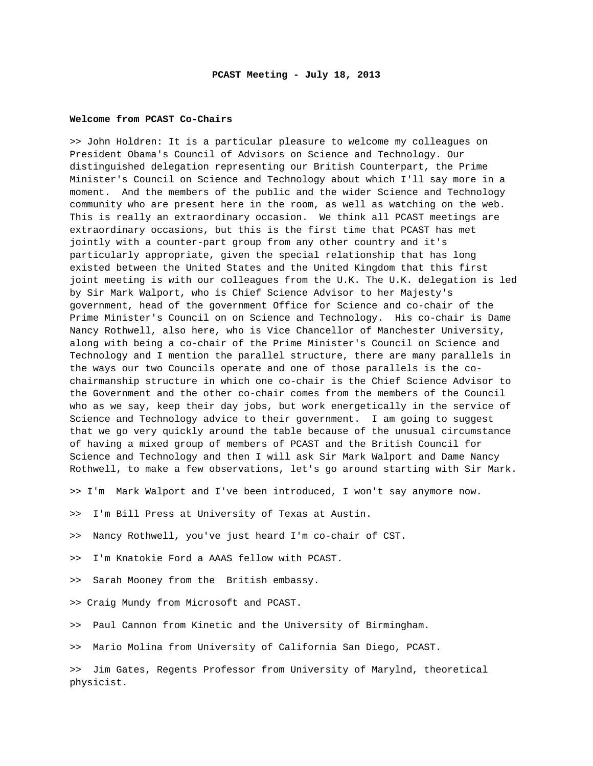# PCAST Meeting - July 18, 2013

## Welcome from PCAST Co-Chairs

>> John Holdren: It is a particular pleasure to welcome my colleagues on President Obama's Council of Advisors on Science and Technology. Our distinguished delegation representing our British Counterpart, the Prime Minister's Council on Science and Technology about which I'll say more in a moment. And the members of the public and the wider Science and Technology community who are present here in the room, as well as watching on the web. This is really an extraordinary occasion. We think all PCAST meetings are extraordinary occasions, but this is the first time that PCAST has met jointly with a counter-part group from any other country and it's particularly appropriate, given the special relationship that has long existed between the United States and the United Kingdom that this first joint meeting is with our colleagues from the U.K. The U.K. delegation is led by Sir Mark Walport, who is Chief Science Advisor to her Majesty's government, head of the government Office for Science and co-chair of the Prime Minister's Council on on Science and Technology. His co-chair is Dame Nancy Rothwell, also here, who is Vice Chancellor of Manchester University, along with being a co-chair of the Prime Minister's Council on Science and Technology and I mention the parallel structure, there are many parallels in the ways our two Councils operate and one of those parallels is the co-chairmanship structure in which one co-chair is the Chief Science Advisor to the Government and the other co-chair comes from the members of the Council who as we say, keep their day jobs, but work energetically in the service of Science and Technology advice to their government. I am going to suggest that we go very quickly around the table because of the unusual circumstance of having a mixed group of members of PCAST and the British Council for Science and Technology and then I will ask Sir Mark Walport and Dame Nancy Rothwell, to make a few observations, let's go around starting with Sir Mark.

>> I'm Mark Walport and I've been introduced, I won't say anymore now.

>> I'm Bill Press at University of Texas at Austin.

>> Nancy Rothwell, you've just heard I'm co-chair of CST.

>> I'm Knatokie Ford a AAAS fellow with PCAST.

>> Sarah Mooney from the British embassy.

>> Craig Mundy from Microsoft and PCAST.

>> Paul Cannon from Kinetic and the University of Birmingham.

>> Mario Molina from University of California San Diego, PCAST.

>> Jim Gates, Regents Professor from University of Marylnd, theoretical physicist.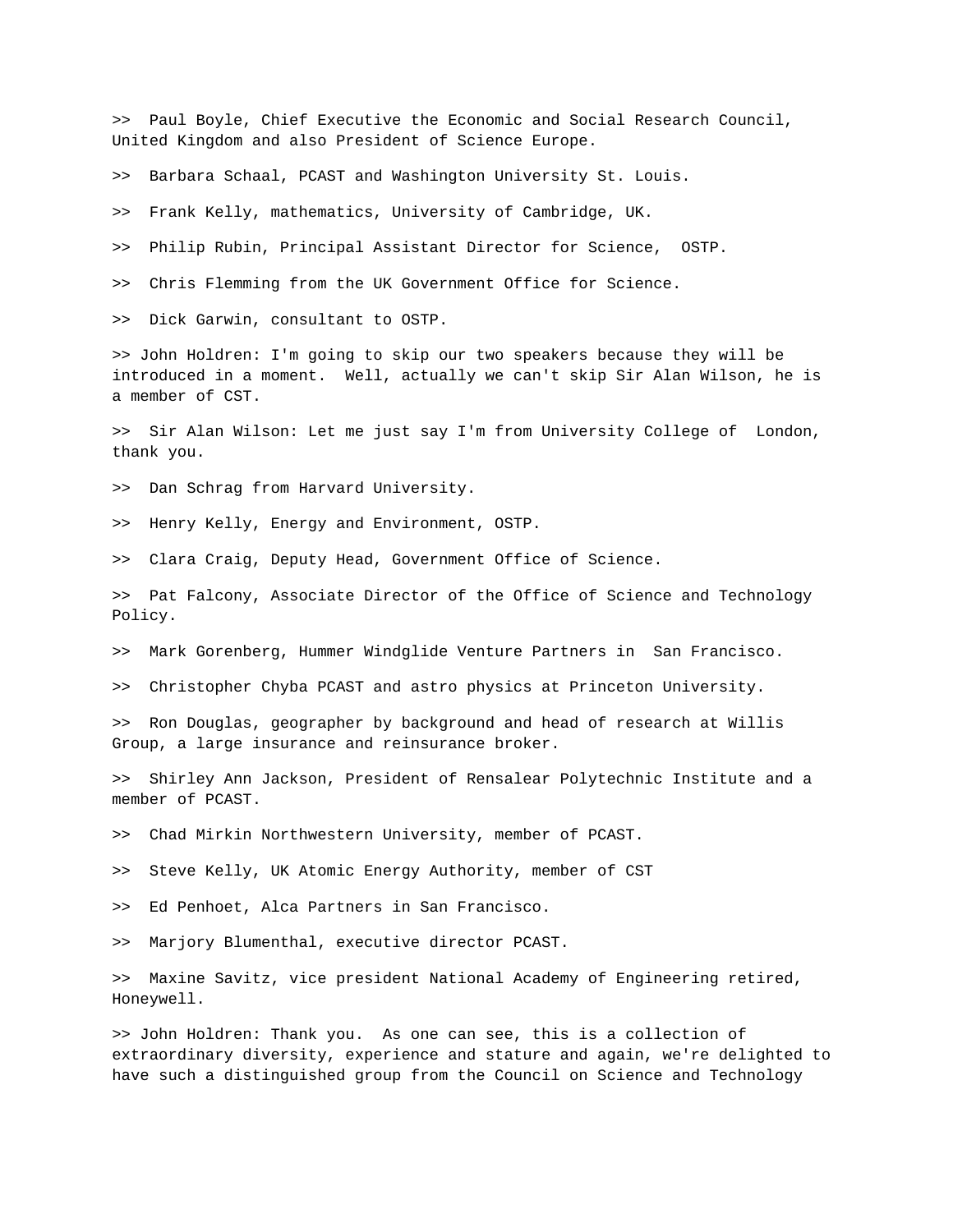>> Paul Boyle, Chief Executive the Economic and Social Research Council, United Kingdom and also President of Science Europe.

>> Barbara Schaal, PCAST and Washington University St. Louis.

>> Frank Kelly, mathematics, University of Cambridge, UK.

>> Philip Rubin, Principal Assistant Director for Science, OSTP.

>> Chris Flemming from the UK Government Office for Science.

>> Dick Garwin, consultant to OSTP.

>> John Holdren: I'm going to skip our two speakers because they will be introduced in a moment. Well, actually we can't skip Sir Alan Wilson, he is a member of CST.

>> Sir Alan Wilson: Let me just say I'm from University College of London, thank you.

>> Dan Schrag from Harvard University.

>> Henry Kelly, Energy and Environment, OSTP.

>> Clara Craig, Deputy Head, Government Office of Science.

>> Pat Falcony, Associate Director of the Office of Science and Technology Policy.

>> Mark Gorenberg, Hummer Windglide Venture Partners in San Francisco.

>> Christopher Chyba PCAST and astro physics at Princeton University.

>> Ron Douglas, geographer by background and head of research at Willis Group, a large insurance and reinsurance broker.

>> Shirley Ann Jackson, President of Rensalear Polytechnic Institute and a member of PCAST.

>> Chad Mirkin Northwestern University, member of PCAST.

>> Steve Kelly, UK Atomic Energy Authority, member of CST

>> Ed Penhoet, Alca Partners in San Francisco.

>> Marjory Blumenthal, executive director PCAST.

>> Maxine Savitz, vice president National Academy of Engineering retired, Honeywell.

>> John Holdren: Thank you. As one can see, this is a collection of extraordinary diversity, experience and stature and again, we're delighted to have such a distinguished group from the Council on Science and Technology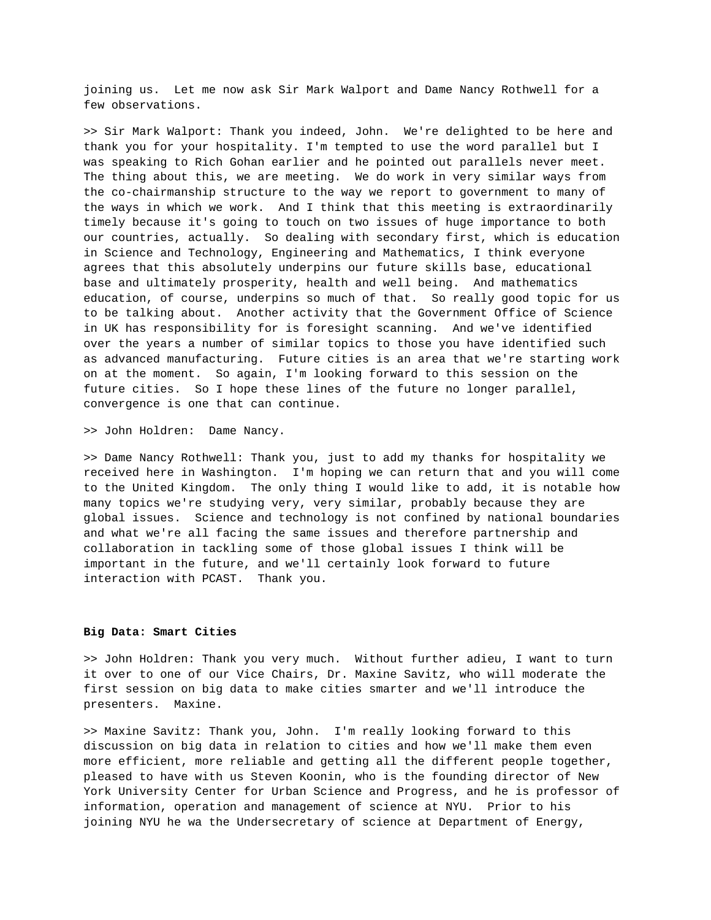joining us.  Let me now ask Sir Mark Walport and Dame Nancy Rothwell for a few observations.

>> Sir Mark Walport: Thank you indeed, John.  We're delighted to be here and thank you for your hospitality. I'm tempted to use the word parallel but I was speaking to Rich Gohan earlier and he pointed out parallels never meet. The thing about this, we are meeting.  We do work in very similar ways from the co-chairmanship structure to the way we report to government to many of the ways in which we work.  And I think that this meeting is extraordinarily timely because it's going to touch on two issues of huge importance to both our countries, actually.  So dealing with secondary first, which is education in Science and Technology, Engineering and Mathematics, I think everyone agrees that this absolutely underpins our future skills base, educational base and ultimately prosperity, health and well being.  And mathematics education, of course, underpins so much of that.  So really good topic for us to be talking about.  Another activity that the Government Office of Science in UK has responsibility for is foresight scanning.  And we've identified over the years a number of similar topics to those you have identified such as advanced manufacturing.  Future cities is an area that we're starting work on at the moment.  So again, I'm looking forward to this session on the future cities.  So I hope these lines of the future no longer parallel, convergence is one that can continue.

>> John Holdren:  Dame Nancy.

>> Dame Nancy Rothwell: Thank you, just to add my thanks for hospitality we received here in Washington.  I'm hoping we can return that and you will come to the United Kingdom.  The only thing I would like to add, it is notable how many topics we're studying very, very similar, probably because they are global issues.  Science and technology is not confined by national boundaries and what we're all facing the same issues and therefore partnership and collaboration in tackling some of those global issues I think will be important in the future, and we'll certainly look forward to future interaction with PCAST.  Thank you.

**Big Data: Smart Cities**

>> John Holdren: Thank you very much.  Without further adieu, I want to turn it over to one of our Vice Chairs, Dr. Maxine Savitz, who will moderate the first session on big data to make cities smarter and we'll introduce the presenters.  Maxine.

>> Maxine Savitz: Thank you, John.  I'm really looking forward to this discussion on big data in relation to cities and how we'll make them even more efficient, more reliable and getting all the different people together, pleased to have with us Steven Koonin, who is the founding director of New York University Center for Urban Science and Progress, and he is professor of information, operation and management of science at NYU.  Prior to his joining NYU he wa the Undersecretary of science at Department of Energy,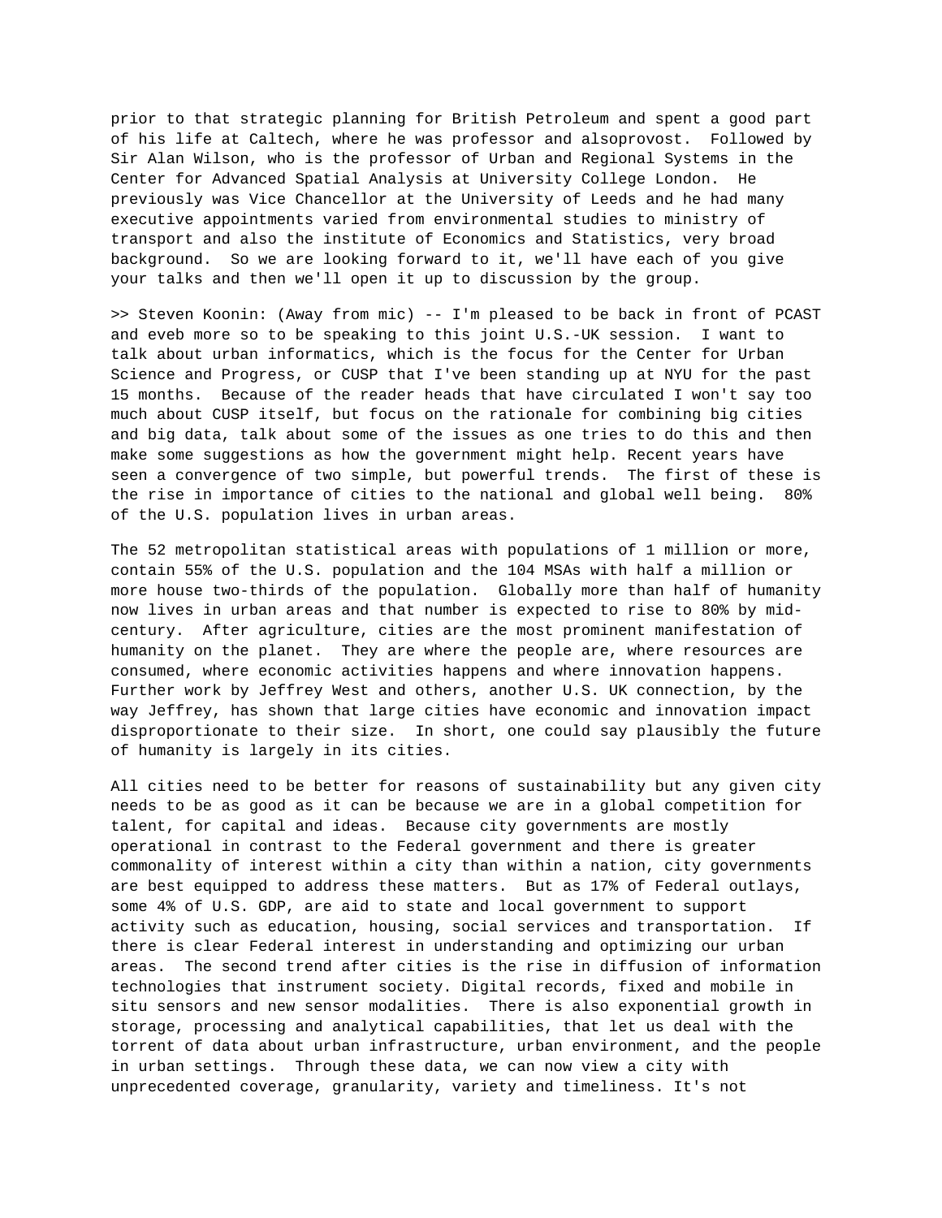prior to that strategic planning for British Petroleum and spent a good part of his life at Caltech, where he was professor and alsoprovost. Followed by Sir Alan Wilson, who is the professor of Urban and Regional Systems in the Center for Advanced Spatial Analysis at University College London. He previously was Vice Chancellor at the University of Leeds and he had many executive appointments varied from environmental studies to ministry of transport and also the institute of Economics and Statistics, very broad background. So we are looking forward to it, we'll have each of you give your talks and then we'll open it up to discussion by the group.

>> Steven Koonin: (Away from mic) -- I'm pleased to be back in front of PCAST and eveb more so to be speaking to this joint U.S.-UK session. I want to talk about urban informatics, which is the focus for the Center for Urban Science and Progress, or CUSP that I've been standing up at NYU for the past 15 months. Because of the reader heads that have circulated I won't say too much about CUSP itself, but focus on the rationale for combining big cities and big data, talk about some of the issues as one tries to do this and then make some suggestions as how the government might help. Recent years have seen a convergence of two simple, but powerful trends. The first of these is the rise in importance of cities to the national and global well being. 80% of the U.S. population lives in urban areas.

The 52 metropolitan statistical areas with populations of 1 million or more, contain 55% of the U.S. population and the 104 MSAs with half a million or more house two-thirds of the population. Globally more than half of humanity now lives in urban areas and that number is expected to rise to 80% by mid-century. After agriculture, cities are the most prominent manifestation of humanity on the planet. They are where the people are, where resources are consumed, where economic activities happens and where innovation happens. Further work by Jeffrey West and others, another U.S. UK connection, by the way Jeffrey, has shown that large cities have economic and innovation impact disproportionate to their size. In short, one could say plausibly the future of humanity is largely in its cities.

All cities need to be better for reasons of sustainability but any given city needs to be as good as it can be because we are in a global competition for talent, for capital and ideas. Because city governments are mostly operational in contrast to the Federal government and there is greater commonality of interest within a city than within a nation, city governments are best equipped to address these matters. But as 17% of Federal outlays, some 4% of U.S. GDP, are aid to state and local government to support activity such as education, housing, social services and transportation. If there is clear Federal interest in understanding and optimizing our urban areas. The second trend after cities is the rise in diffusion of information technologies that instrument society. Digital records, fixed and mobile in situ sensors and new sensor modalities. There is also exponential growth in storage, processing and analytical capabilities, that let us deal with the torrent of data about urban infrastructure, urban environment, and the people in urban settings. Through these data, we can now view a city with unprecedented coverage, granularity, variety and timeliness. It's not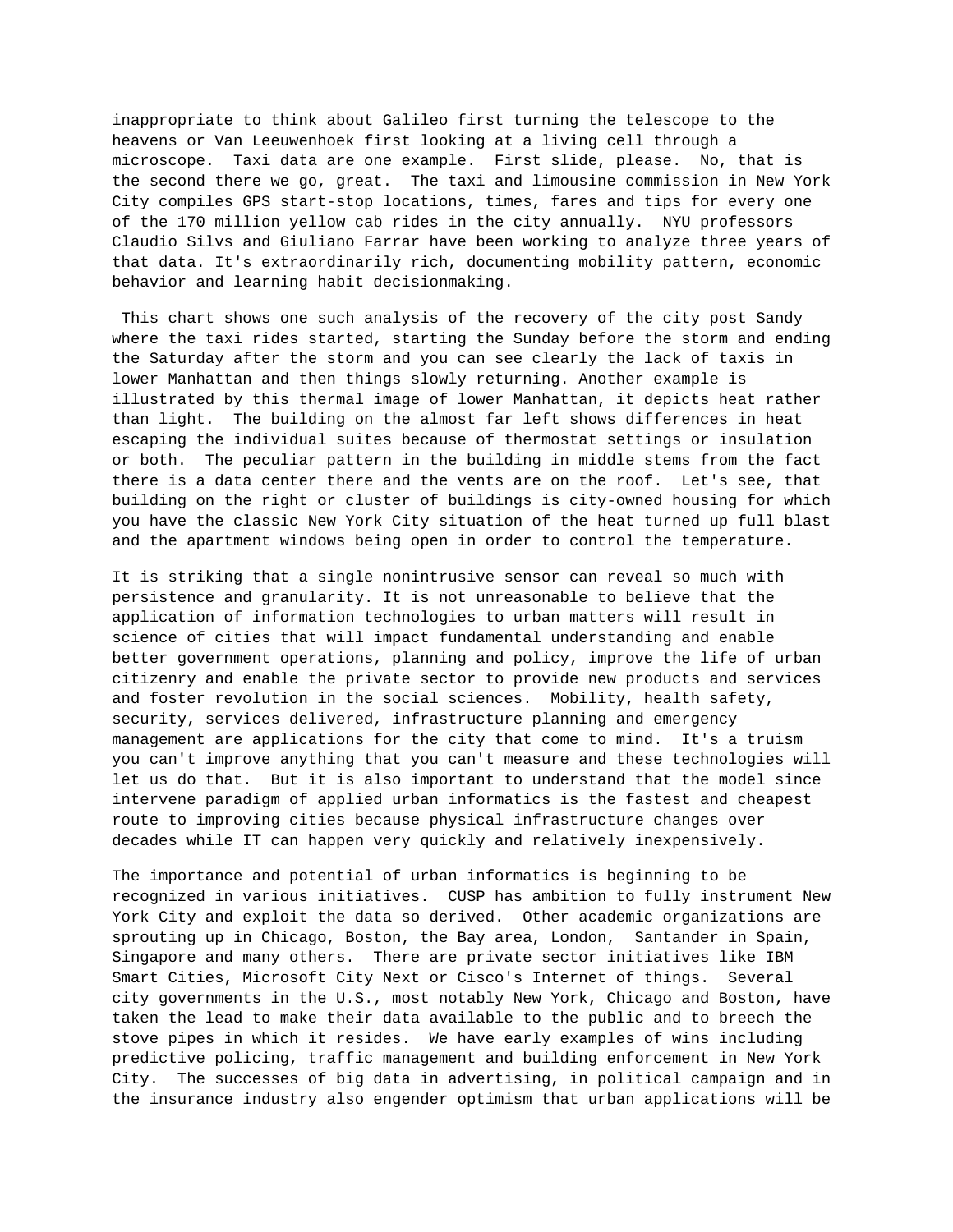inappropriate to think about Galileo first turning the telescope to the heavens or Van Leeuwenhoek first looking at a living cell through a microscope.  Taxi data are one example.  First slide, please.  No, that is the second there we go, great.  The taxi and limousine commission in New York City compiles GPS start-stop locations, times, fares and tips for every one of the 170 million yellow cab rides in the city annually.  NYU professors Claudio Silvs and Giuliano Farrar have been working to analyze three years of that data. It's extraordinarily rich, documenting mobility pattern, economic behavior and learning habit decisionmaking.

This chart shows one such analysis of the recovery of the city post Sandy where the taxi rides started, starting the Sunday before the storm and ending the Saturday after the storm and you can see clearly the lack of taxis in lower Manhattan and then things slowly returning. Another example is illustrated by this thermal image of lower Manhattan, it depicts heat rather than light.  The building on the almost far left shows differences in heat escaping the individual suites because of thermostat settings or insulation or both.  The peculiar pattern in the building in middle stems from the fact there is a data center there and the vents are on the roof.  Let's see, that building on the right or cluster of buildings is city-owned housing for which you have the classic New York City situation of the heat turned up full blast and the apartment windows being open in order to control the temperature.

It is striking that a single nonintrusive sensor can reveal so much with persistence and granularity. It is not unreasonable to believe that the application of information technologies to urban matters will result in science of cities that will impact fundamental understanding and enable better government operations, planning and policy, improve the life of urban citizenry and enable the private sector to provide new products and services and foster revolution in the social sciences.  Mobility, health safety, security, services delivered, infrastructure planning and emergency management are applications for the city that come to mind.  It's a truism you can't improve anything that you can't measure and these technologies will let us do that.  But it is also important to understand that the model since intervene paradigm of applied urban informatics is the fastest and cheapest route to improving cities because physical infrastructure changes over decades while IT can happen very quickly and relatively inexpensively.

The importance and potential of urban informatics is beginning to be recognized in various initiatives.  CUSP has ambition to fully instrument New York City and exploit the data so derived.  Other academic organizations are sprouting up in Chicago, Boston, the Bay area, London,  Santander in Spain, Singapore and many others.  There are private sector initiatives like IBM Smart Cities, Microsoft City Next or Cisco's Internet of things.  Several city governments in the U.S., most notably New York, Chicago and Boston, have taken the lead to make their data available to the public and to breech the stove pipes in which it resides.  We have early examples of wins including predictive policing, traffic management and building enforcement in New York City.  The successes of big data in advertising, in political campaign and in the insurance industry also engender optimism that urban applications will be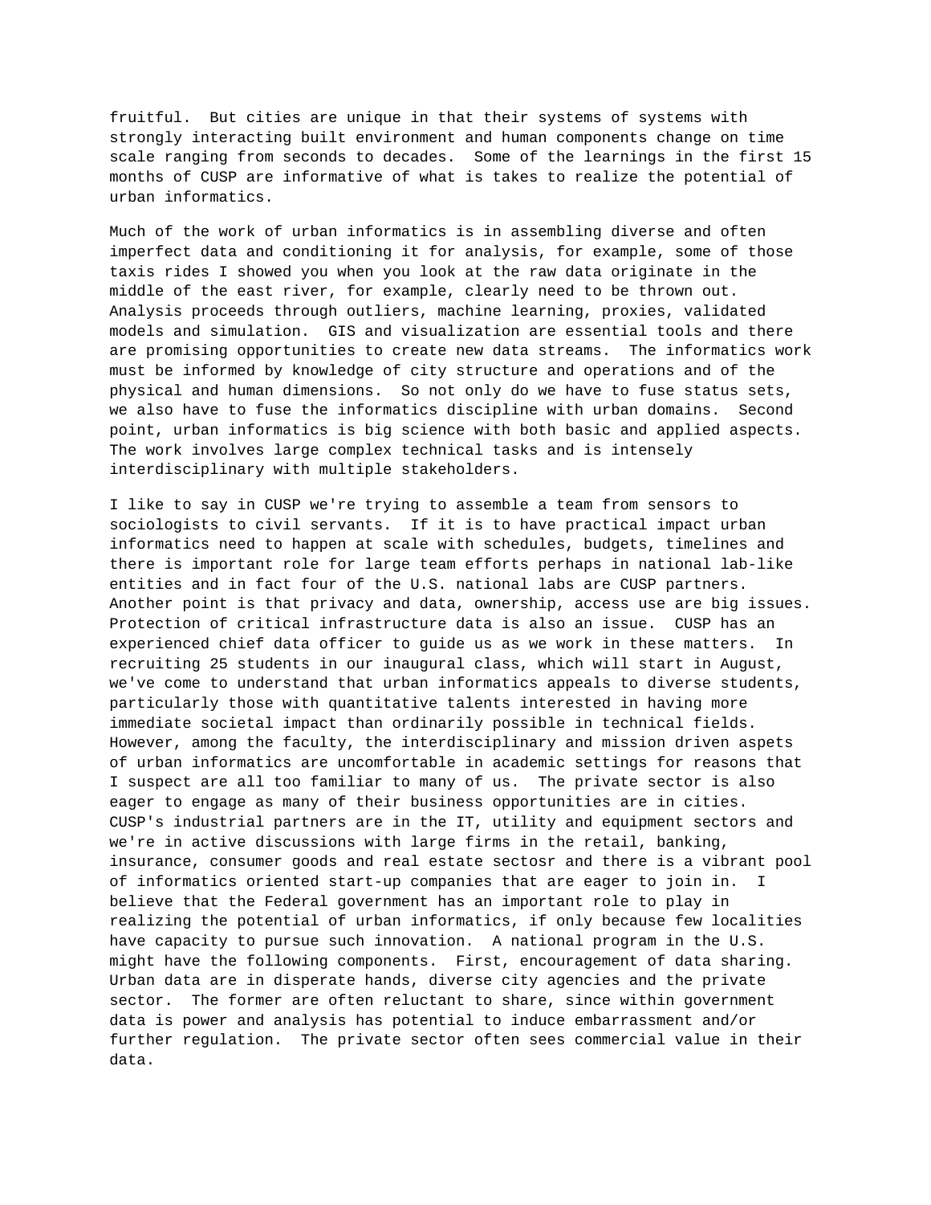fruitful. But cities are unique in that their systems of systems with strongly interacting built environment and human components change on time scale ranging from seconds to decades. Some of the learnings in the first 15 months of CUSP are informative of what is takes to realize the potential of urban informatics.

Much of the work of urban informatics is in assembling diverse and often imperfect data and conditioning it for analysis, for example, some of those taxis rides I showed you when you look at the raw data originate in the middle of the east river, for example, clearly need to be thrown out. Analysis proceeds through outliers, machine learning, proxies, validated models and simulation. GIS and visualization are essential tools and there are promising opportunities to create new data streams. The informatics work must be informed by knowledge of city structure and operations and of the physical and human dimensions. So not only do we have to fuse status sets, we also have to fuse the informatics discipline with urban domains. Second point, urban informatics is big science with both basic and applied aspects. The work involves large complex technical tasks and is intensely interdisciplinary with multiple stakeholders.

I like to say in CUSP we're trying to assemble a team from sensors to sociologists to civil servants. If it is to have practical impact urban informatics need to happen at scale with schedules, budgets, timelines and there is important role for large team efforts perhaps in national lab-like entities and in fact four of the U.S. national labs are CUSP partners. Another point is that privacy and data, ownership, access use are big issues. Protection of critical infrastructure data is also an issue. CUSP has an experienced chief data officer to guide us as we work in these matters. In recruiting 25 students in our inaugural class, which will start in August, we've come to understand that urban informatics appeals to diverse students, particularly those with quantitative talents interested in having more immediate societal impact than ordinarily possible in technical fields. However, among the faculty, the interdisciplinary and mission driven aspets of urban informatics are uncomfortable in academic settings for reasons that I suspect are all too familiar to many of us. The private sector is also eager to engage as many of their business opportunities are in cities. CUSP's industrial partners are in the IT, utility and equipment sectors and we're in active discussions with large firms in the retail, banking, insurance, consumer goods and real estate sectosr and there is a vibrant pool of informatics oriented start-up companies that are eager to join in. I believe that the Federal government has an important role to play in realizing the potential of urban informatics, if only because few localities have capacity to pursue such innovation. A national program in the U.S. might have the following components. First, encouragement of data sharing. Urban data are in disperate hands, diverse city agencies and the private sector. The former are often reluctant to share, since within government data is power and analysis has potential to induce embarrassment and/or further regulation. The private sector often sees commercial value in their data.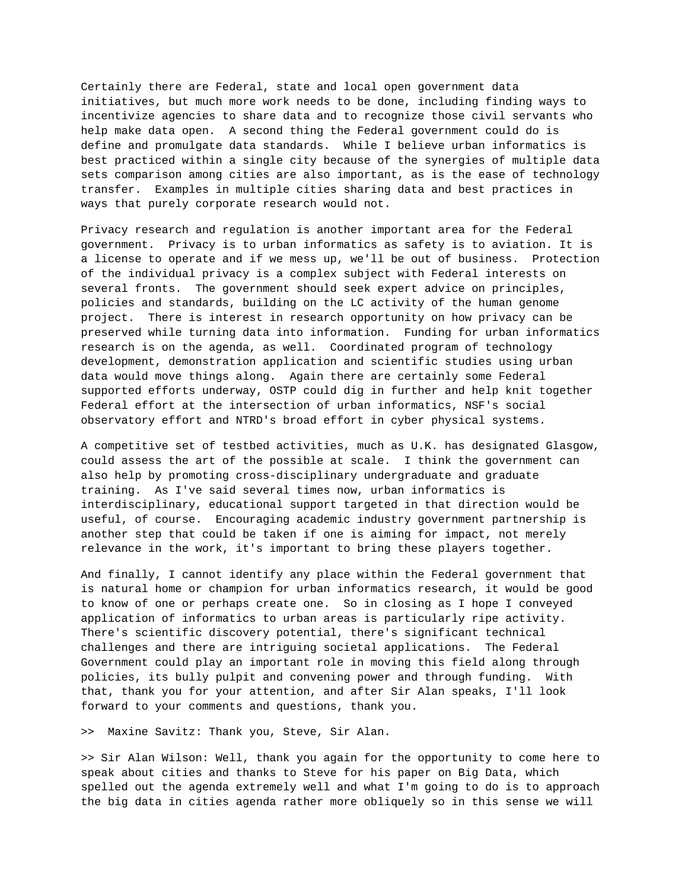Certainly there are Federal, state and local open government data initiatives, but much more work needs to be done, including finding ways to incentivize agencies to share data and to recognize those civil servants who help make data open.  A second thing the Federal government could do is define and promulgate data standards.  While I believe urban informatics is best practiced within a single city because of the synergies of multiple data sets comparison among cities are also important, as is the ease of technology transfer.  Examples in multiple cities sharing data and best practices in ways that purely corporate research would not.

Privacy research and regulation is another important area for the Federal government.  Privacy is to urban informatics as safety is to aviation. It is a license to operate and if we mess up, we'll be out of business.  Protection of the individual privacy is a complex subject with Federal interests on several fronts.  The government should seek expert advice on principles, policies and standards, building on the LC activity of the human genome project.  There is interest in research opportunity on how privacy can be preserved while turning data into information.  Funding for urban informatics research is on the agenda, as well.  Coordinated program of technology development, demonstration application and scientific studies using urban data would move things along.  Again there are certainly some Federal supported efforts underway, OSTP could dig in further and help knit together Federal effort at the intersection of urban informatics, NSF's social observatory effort and NTRD's broad effort in cyber physical systems.

A competitive set of testbed activities, much as U.K. has designated Glasgow, could assess the art of the possible at scale.  I think the government can also help by promoting cross-disciplinary undergraduate and graduate training.  As I've said several times now, urban informatics is interdisciplinary, educational support targeted in that direction would be useful, of course.  Encouraging academic industry government partnership is another step that could be taken if one is aiming for impact, not merely relevance in the work, it's important to bring these players together.

And finally, I cannot identify any place within the Federal government that is natural home or champion for urban informatics research, it would be good to know of one or perhaps create one.  So in closing as I hope I conveyed application of informatics to urban areas is particularly ripe activity. There's scientific discovery potential, there's significant technical challenges and there are intriguing societal applications.  The Federal Government could play an important role in moving this field along through policies, its bully pulpit and convening power and through funding.  With that, thank you for your attention, and after Sir Alan speaks, I'll look forward to your comments and questions, thank you.

>>  Maxine Savitz: Thank you, Steve, Sir Alan.

>> Sir Alan Wilson: Well, thank you again for the opportunity to come here to speak about cities and thanks to Steve for his paper on Big Data, which spelled out the agenda extremely well and what I'm going to do is to approach the big data in cities agenda rather more obliquely so in this sense we will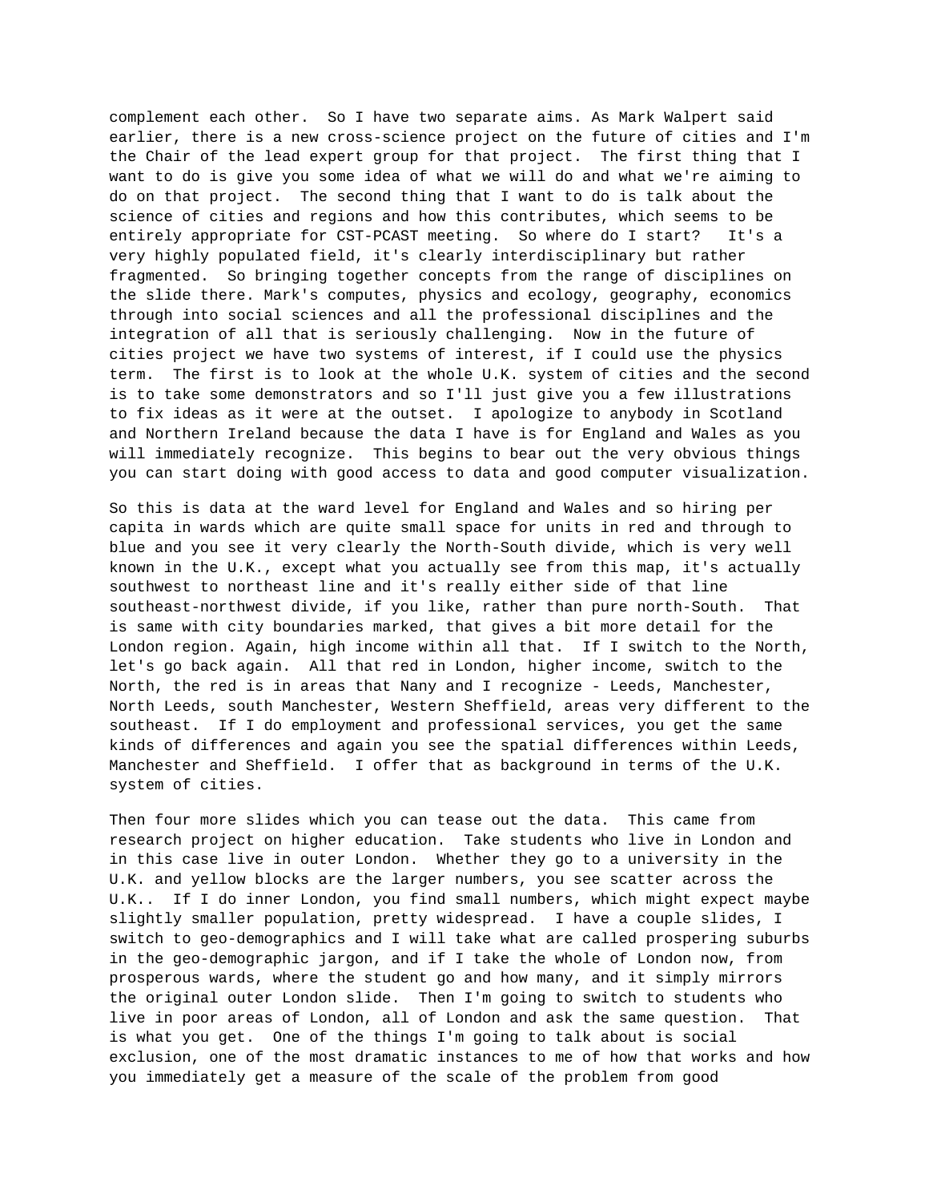complement each other. So I have two separate aims. As Mark Walpert said earlier, there is a new cross-science project on the future of cities and I'm the Chair of the lead expert group for that project. The first thing that I want to do is give you some idea of what we will do and what we're aiming to do on that project. The second thing that I want to do is talk about the science of cities and regions and how this contributes, which seems to be entirely appropriate for CST-PCAST meeting. So where do I start? It's a very highly populated field, it's clearly interdisciplinary but rather fragmented. So bringing together concepts from the range of disciplines on the slide there. Mark's computes, physics and ecology, geography, economics through into social sciences and all the professional disciplines and the integration of all that is seriously challenging. Now in the future of cities project we have two systems of interest, if I could use the physics term. The first is to look at the whole U.K. system of cities and the second is to take some demonstrators and so I'll just give you a few illustrations to fix ideas as it were at the outset. I apologize to anybody in Scotland and Northern Ireland because the data I have is for England and Wales as you will immediately recognize. This begins to bear out the very obvious things you can start doing with good access to data and good computer visualization.

So this is data at the ward level for England and Wales and so hiring per capita in wards which are quite small space for units in red and through to blue and you see it very clearly the North-South divide, which is very well known in the U.K., except what you actually see from this map, it's actually southwest to northeast line and it's really either side of that line southeast-northwest divide, if you like, rather than pure north-South. That is same with city boundaries marked, that gives a bit more detail for the London region. Again, high income within all that. If I switch to the North, let's go back again. All that red in London, higher income, switch to the North, the red is in areas that Nany and I recognize - Leeds, Manchester, North Leeds, south Manchester, Western Sheffield, areas very different to the southeast. If I do employment and professional services, you get the same kinds of differences and again you see the spatial differences within Leeds, Manchester and Sheffield. I offer that as background in terms of the U.K. system of cities.

Then four more slides which you can tease out the data. This came from research project on higher education. Take students who live in London and in this case live in outer London. Whether they go to a university in the U.K. and yellow blocks are the larger numbers, you see scatter across the U.K.. If I do inner London, you find small numbers, which might expect maybe slightly smaller population, pretty widespread. I have a couple slides, I switch to geo-demographics and I will take what are called prospering suburbs in the geo-demographic jargon, and if I take the whole of London now, from prosperous wards, where the student go and how many, and it simply mirrors the original outer London slide. Then I'm going to switch to students who live in poor areas of London, all of London and ask the same question. That is what you get. One of the things I'm going to talk about is social exclusion, one of the most dramatic instances to me of how that works and how you immediately get a measure of the scale of the problem from good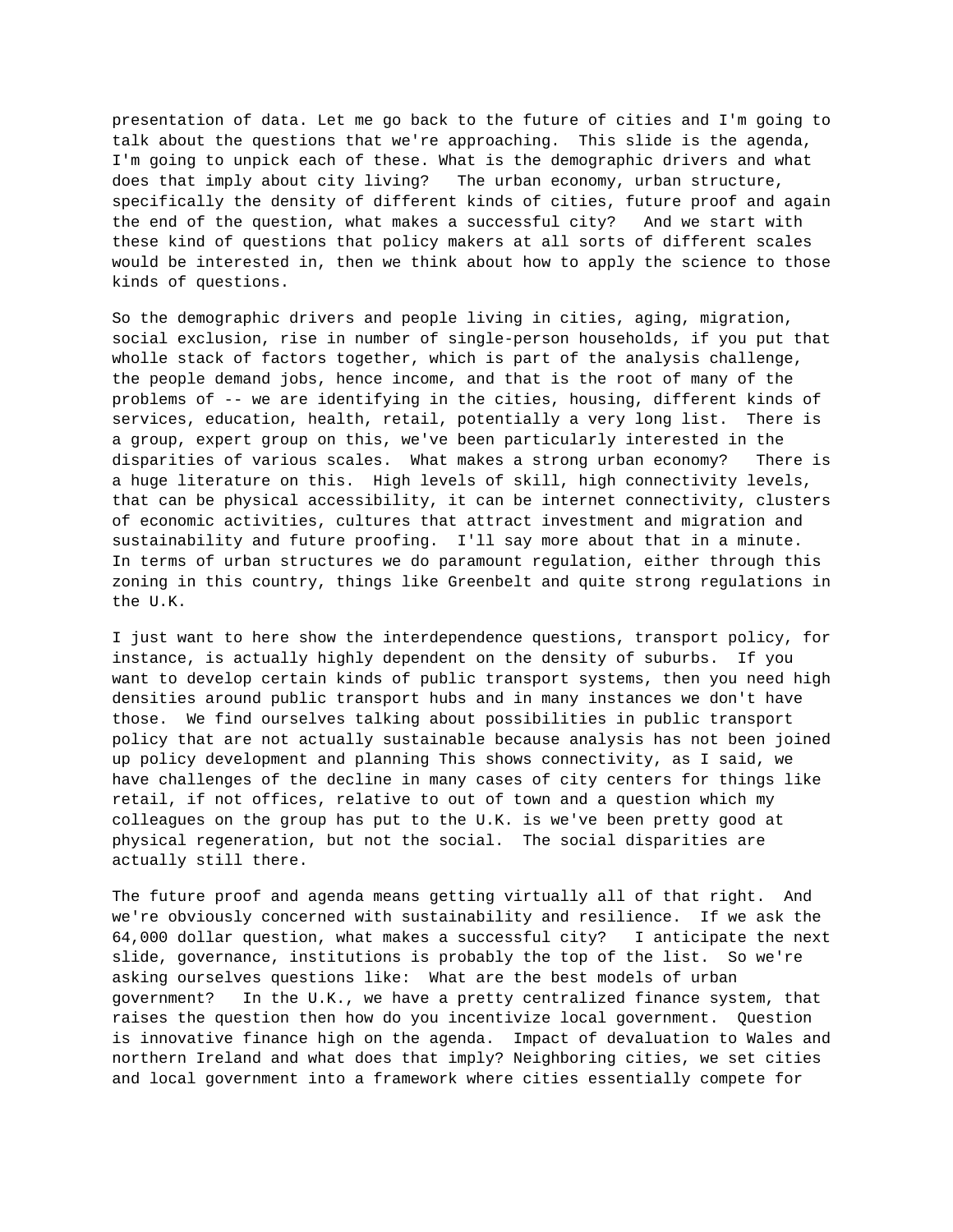presentation of data. Let me go back to the future of cities and I'm going to talk about the questions that we're approaching. This slide is the agenda, I'm going to unpick each of these. What is the demographic drivers and what does that imply about city living? The urban economy, urban structure, specifically the density of different kinds of cities, future proof and again the end of the question, what makes a successful city? And we start with these kind of questions that policy makers at all sorts of different scales would be interested in, then we think about how to apply the science to those kinds of questions.

So the demographic drivers and people living in cities, aging, migration, social exclusion, rise in number of single-person households, if you put that wholle stack of factors together, which is part of the analysis challenge, the people demand jobs, hence income, and that is the root of many of the problems of -- we are identifying in the cities, housing, different kinds of services, education, health, retail, potentially a very long list. There is a group, expert group on this, we've been particularly interested in the disparities of various scales. What makes a strong urban economy? There is a huge literature on this. High levels of skill, high connectivity levels, that can be physical accessibility, it can be internet connectivity, clusters of economic activities, cultures that attract investment and migration and sustainability and future proofing. I'll say more about that in a minute. In terms of urban structures we do paramount regulation, either through this zoning in this country, things like Greenbelt and quite strong regulations in the U.K.

I just want to here show the interdependence questions, transport policy, for instance, is actually highly dependent on the density of suburbs. If you want to develop certain kinds of public transport systems, then you need high densities around public transport hubs and in many instances we don't have those. We find ourselves talking about possibilities in public transport policy that are not actually sustainable because analysis has not been joined up policy development and planning This shows connectivity, as I said, we have challenges of the decline in many cases of city centers for things like retail, if not offices, relative to out of town and a question which my colleagues on the group has put to the U.K. is we've been pretty good at physical regeneration, but not the social. The social disparities are actually still there.

The future proof and agenda means getting virtually all of that right. And we're obviously concerned with sustainability and resilience. If we ask the 64,000 dollar question, what makes a successful city? I anticipate the next slide, governance, institutions is probably the top of the list. So we're asking ourselves questions like: What are the best models of urban government? In the U.K., we have a pretty centralized finance system, that raises the question then how do you incentivize local government. Question is innovative finance high on the agenda. Impact of devaluation to Wales and northern Ireland and what does that imply? Neighboring cities, we set cities and local government into a framework where cities essentially compete for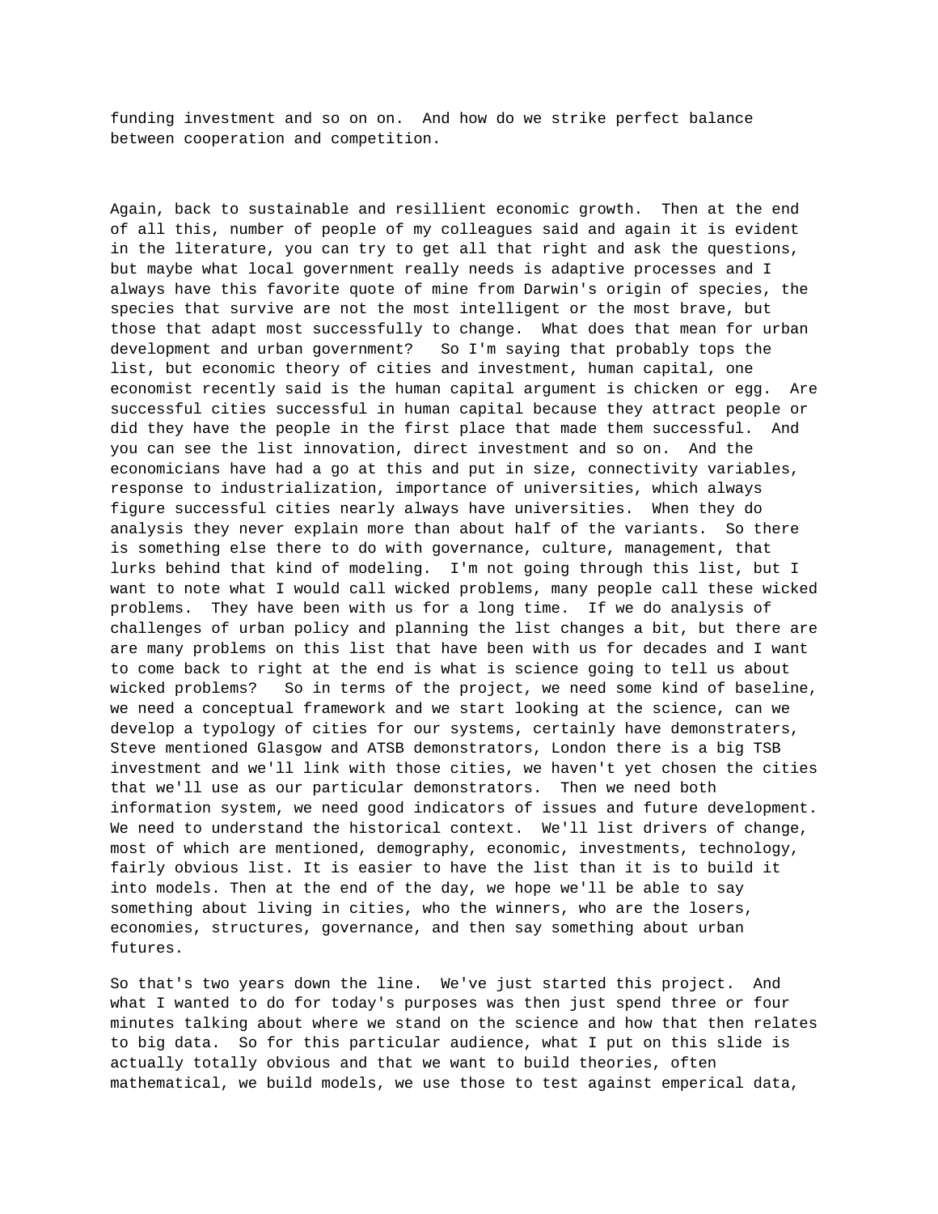funding investment and so on on.  And how do we strike perfect balance between cooperation and competition.

Again, back to sustainable and resillient economic growth.  Then at the end of all this, number of people of my colleagues said and again it is evident in the literature, you can try to get all that right and ask the questions, but maybe what local government really needs is adaptive processes and I always have this favorite quote of mine from Darwin's origin of species, the species that survive are not the most intelligent or the most brave, but those that adapt most successfully to change.  What does that mean for urban development and urban government?   So I'm saying that probably tops the list, but economic theory of cities and investment, human capital, one economist recently said is the human capital argument is chicken or egg.  Are successful cities successful in human capital because they attract people or did they have the people in the first place that made them successful.  And you can see the list innovation, direct investment and so on.  And the economicians have had a go at this and put in size, connectivity variables, response to industrialization, importance of universities, which always figure successful cities nearly always have universities.  When they do analysis they never explain more than about half of the variants.  So there is something else there to do with governance, culture, management, that lurks behind that kind of modeling.  I'm not going through this list, but I want to note what I would call wicked problems, many people call these wicked problems.  They have been with us for a long time.  If we do analysis of challenges of urban policy and planning the list changes a bit, but there are are many problems on this list that have been with us for decades and I want to come back to right at the end is what is science going to tell us about wicked problems?   So in terms of the project, we need some kind of baseline, we need a conceptual framework and we start looking at the science, can we develop a typology of cities for our systems, certainly have demonstraters, Steve mentioned Glasgow and ATSB demonstrators, London there is a big TSB investment and we'll link with those cities, we haven't yet chosen the cities that we'll use as our particular demonstrators.  Then we need both information system, we need good indicators of issues and future development. We need to understand the historical context.  We'll list drivers of change, most of which are mentioned, demography, economic, investments, technology, fairly obvious list. It is easier to have the list than it is to build it into models. Then at the end of the day, we hope we'll be able to say something about living in cities, who the winners, who are the losers, economies, structures, governance, and then say something about urban futures.

So that's two years down the line.  We've just started this project.  And what I wanted to do for today's purposes was then just spend three or four minutes talking about where we stand on the science and how that then relates to big data.  So for this particular audience, what I put on this slide is actually totally obvious and that we want to build theories, often mathematical, we build models, we use those to test against emperical data,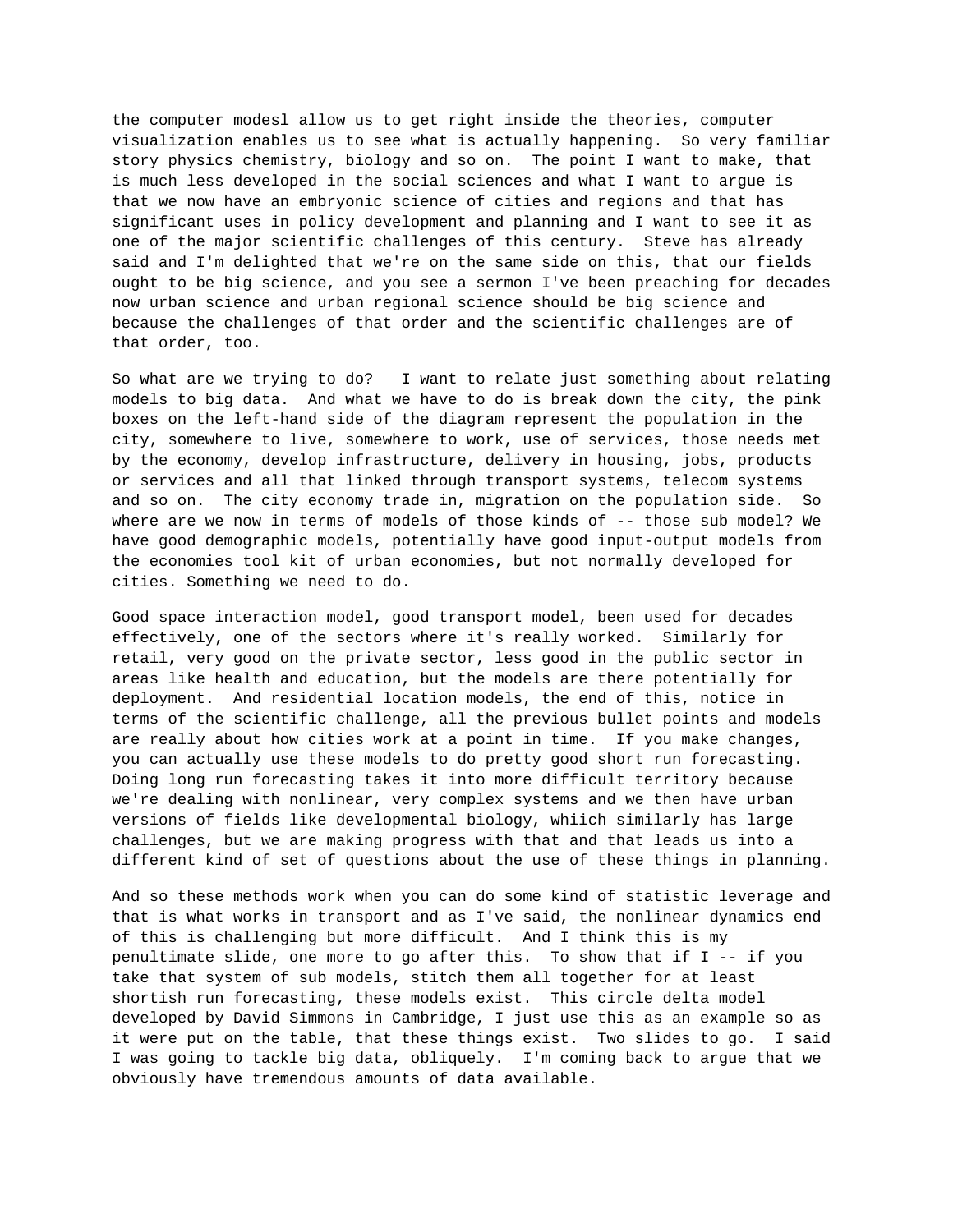the computer modesl allow us to get right inside the theories, computer visualization enables us to see what is actually happening. So very familiar story physics chemistry, biology and so on. The point I want to make, that is much less developed in the social sciences and what I want to argue is that we now have an embryonic science of cities and regions and that has significant uses in policy development and planning and I want to see it as one of the major scientific challenges of this century. Steve has already said and I'm delighted that we're on the same side on this, that our fields ought to be big science, and you see a sermon I've been preaching for decades now urban science and urban regional science should be big science and because the challenges of that order and the scientific challenges are of that order, too.

So what are we trying to do? I want to relate just something about relating models to big data. And what we have to do is break down the city, the pink boxes on the left-hand side of the diagram represent the population in the city, somewhere to live, somewhere to work, use of services, those needs met by the economy, develop infrastructure, delivery in housing, jobs, products or services and all that linked through transport systems, telecom systems and so on. The city economy trade in, migration on the population side. So where are we now in terms of models of those kinds of -- those sub model? We have good demographic models, potentially have good input-output models from the economies tool kit of urban economies, but not normally developed for cities. Something we need to do.

Good space interaction model, good transport model, been used for decades effectively, one of the sectors where it's really worked. Similarly for retail, very good on the private sector, less good in the public sector in areas like health and education, but the models are there potentially for deployment. And residential location models, the end of this, notice in terms of the scientific challenge, all the previous bullet points and models are really about how cities work at a point in time. If you make changes, you can actually use these models to do pretty good short run forecasting. Doing long run forecasting takes it into more difficult territory because we're dealing with nonlinear, very complex systems and we then have urban versions of fields like developmental biology, whiich similarly has large challenges, but we are making progress with that and that leads us into a different kind of set of questions about the use of these things in planning.

And so these methods work when you can do some kind of statistic leverage and that is what works in transport and as I've said, the nonlinear dynamics end of this is challenging but more difficult. And I think this is my penultimate slide, one more to go after this. To show that if I -- if you take that system of sub models, stitch them all together for at least shortish run forecasting, these models exist. This circle delta model developed by David Simmons in Cambridge, I just use this as an example so as it were put on the table, that these things exist. Two slides to go. I said I was going to tackle big data, obliquely. I'm coming back to argue that we obviously have tremendous amounts of data available.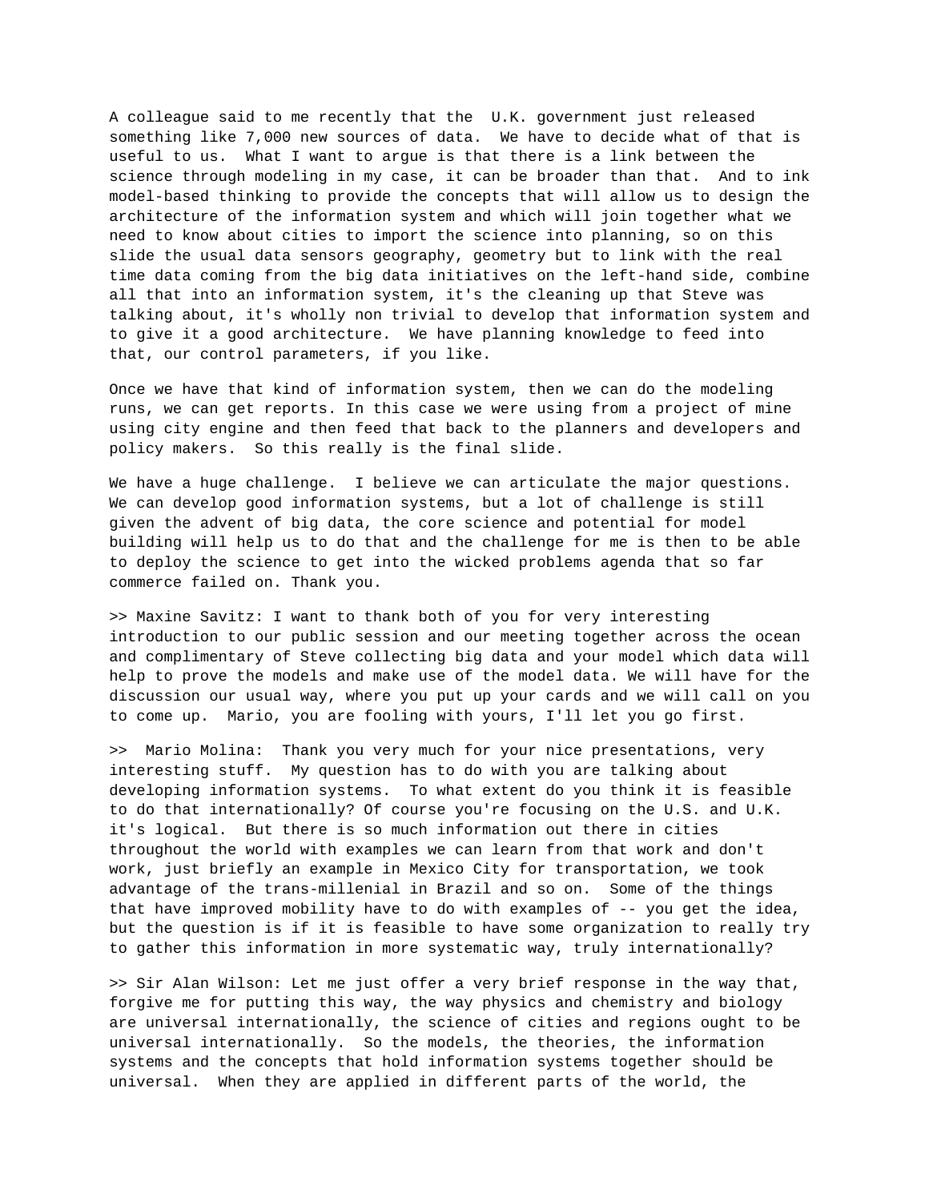A colleague said to me recently that the  U.K. government just released something like 7,000 new sources of data.  We have to decide what of that is useful to us.  What I want to argue is that there is a link between the science through modeling in my case, it can be broader than that.  And to ink model-based thinking to provide the concepts that will allow us to design the architecture of the information system and which will join together what we need to know about cities to import the science into planning, so on this slide the usual data sensors geography, geometry but to link with the real time data coming from the big data initiatives on the left-hand side, combine all that into an information system, it's the cleaning up that Steve was talking about, it's wholly non trivial to develop that information system and to give it a good architecture.  We have planning knowledge to feed into that, our control parameters, if you like.

Once we have that kind of information system, then we can do the modeling runs, we can get reports. In this case we were using from a project of mine using city engine and then feed that back to the planners and developers and policy makers.  So this really is the final slide.

We have a huge challenge.  I believe we can articulate the major questions. We can develop good information systems, but a lot of challenge is still given the advent of big data, the core science and potential for model building will help us to do that and the challenge for me is then to be able to deploy the science to get into the wicked problems agenda that so far commerce failed on. Thank you.

>> Maxine Savitz: I want to thank both of you for very interesting introduction to our public session and our meeting together across the ocean and complimentary of Steve collecting big data and your model which data will help to prove the models and make use of the model data. We will have for the discussion our usual way, where you put up your cards and we will call on you to come up.  Mario, you are fooling with yours, I'll let you go first.

>>  Mario Molina:  Thank you very much for your nice presentations, very interesting stuff.  My question has to do with you are talking about developing information systems.  To what extent do you think it is feasible to do that internationally? Of course you're focusing on the U.S. and U.K. it's logical.  But there is so much information out there in cities throughout the world with examples we can learn from that work and don't work, just briefly an example in Mexico City for transportation, we took advantage of the trans-millenial in Brazil and so on.  Some of the things that have improved mobility have to do with examples of -- you get the idea, but the question is if it is feasible to have some organization to really try to gather this information in more systematic way, truly internationally?

>> Sir Alan Wilson: Let me just offer a very brief response in the way that, forgive me for putting this way, the way physics and chemistry and biology are universal internationally, the science of cities and regions ought to be universal internationally.  So the models, the theories, the information systems and the concepts that hold information systems together should be universal.  When they are applied in different parts of the world, the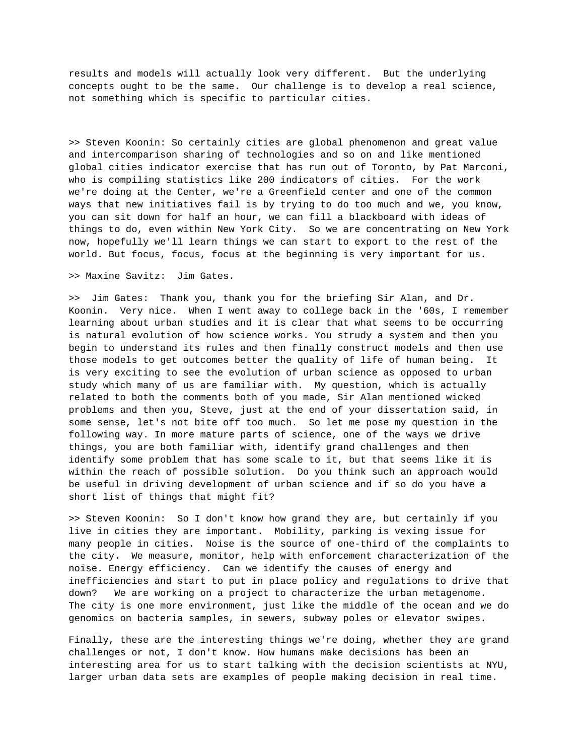results and models will actually look very different. But the underlying concepts ought to be the same. Our challenge is to develop a real science, not something which is specific to particular cities.

>> Steven Koonin: So certainly cities are global phenomenon and great value and intercomparison sharing of technologies and so on and like mentioned global cities indicator exercise that has run out of Toronto, by Pat Marconi, who is compiling statistics like 200 indicators of cities. For the work we're doing at the Center, we're a Greenfield center and one of the common ways that new initiatives fail is by trying to do too much and we, you know, you can sit down for half an hour, we can fill a blackboard with ideas of things to do, even within New York City. So we are concentrating on New York now, hopefully we'll learn things we can start to export to the rest of the world. But focus, focus, focus at the beginning is very important for us.

>> Maxine Savitz: Jim Gates.

>> Jim Gates: Thank you, thank you for the briefing Sir Alan, and Dr. Koonin. Very nice. When I went away to college back in the '60s, I remember learning about urban studies and it is clear that what seems to be occurring is natural evolution of how science works. You strudy a system and then you begin to understand its rules and then finally construct models and then use those models to get outcomes better the quality of life of human being. It is very exciting to see the evolution of urban science as opposed to urban study which many of us are familiar with. My question, which is actually related to both the comments both of you made, Sir Alan mentioned wicked problems and then you, Steve, just at the end of your dissertation said, in some sense, let's not bite off too much. So let me pose my question in the following way. In more mature parts of science, one of the ways we drive things, you are both familiar with, identify grand challenges and then identify some problem that has some scale to it, but that seems like it is within the reach of possible solution. Do you think such an approach would be useful in driving development of urban science and if so do you have a short list of things that might fit?

>> Steven Koonin: So I don't know how grand they are, but certainly if you live in cities they are important. Mobility, parking is vexing issue for many people in cities. Noise is the source of one-third of the complaints to the city. We measure, monitor, help with enforcement characterization of the noise. Energy efficiency. Can we identify the causes of energy and inefficiencies and start to put in place policy and regulations to drive that down? We are working on a project to characterize the urban metagenome. The city is one more environment, just like the middle of the ocean and we do genomics on bacteria samples, in sewers, subway poles or elevator swipes.

Finally, these are the interesting things we're doing, whether they are grand challenges or not, I don't know. How humans make decisions has been an interesting area for us to start talking with the decision scientists at NYU, larger urban data sets are examples of people making decision in real time.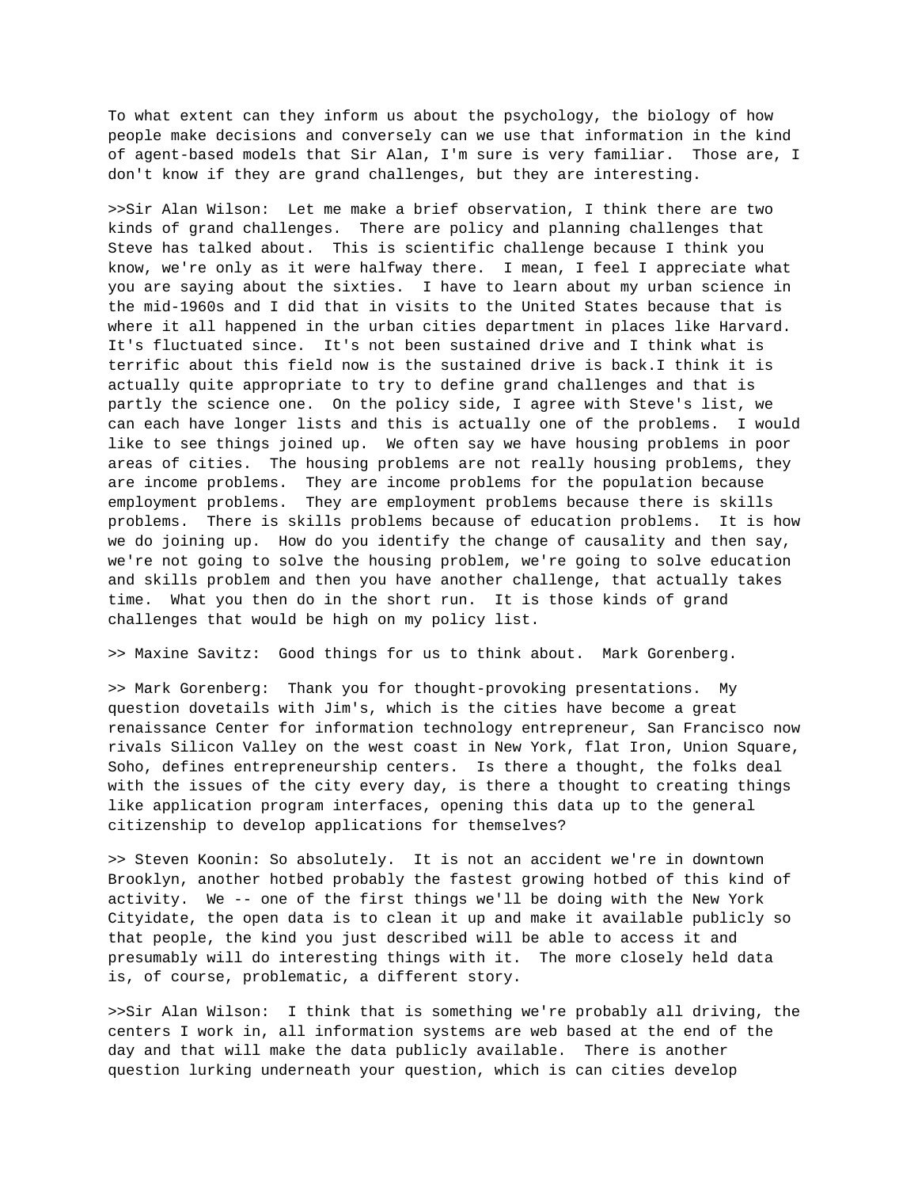To what extent can they inform us about the psychology, the biology of how people make decisions and conversely can we use that information in the kind of agent-based models that Sir Alan, I'm sure is very familiar. Those are, I don't know if they are grand challenges, but they are interesting.

>>Sir Alan Wilson: Let me make a brief observation, I think there are two kinds of grand challenges. There are policy and planning challenges that Steve has talked about. This is scientific challenge because I think you know, we're only as it were halfway there. I mean, I feel I appreciate what you are saying about the sixties. I have to learn about my urban science in the mid-1960s and I did that in visits to the United States because that is where it all happened in the urban cities department in places like Harvard. It's fluctuated since. It's not been sustained drive and I think what is terrific about this field now is the sustained drive is back.I think it is actually quite appropriate to try to define grand challenges and that is partly the science one. On the policy side, I agree with Steve's list, we can each have longer lists and this is actually one of the problems. I would like to see things joined up. We often say we have housing problems in poor areas of cities. The housing problems are not really housing problems, they are income problems. They are income problems for the population because employment problems. They are employment problems because there is skills problems. There is skills problems because of education problems. It is how we do joining up. How do you identify the change of causality and then say, we're not going to solve the housing problem, we're going to solve education and skills problem and then you have another challenge, that actually takes time. What you then do in the short run. It is those kinds of grand challenges that would be high on my policy list.

>> Maxine Savitz: Good things for us to think about. Mark Gorenberg.

>> Mark Gorenberg: Thank you for thought-provoking presentations. My question dovetails with Jim's, which is the cities have become a great renaissance Center for information technology entrepreneur, San Francisco now rivals Silicon Valley on the west coast in New York, flat Iron, Union Square, Soho, defines entrepreneurship centers. Is there a thought, the folks deal with the issues of the city every day, is there a thought to creating things like application program interfaces, opening this data up to the general citizenship to develop applications for themselves?

>> Steven Koonin: So absolutely. It is not an accident we're in downtown Brooklyn, another hotbed probably the fastest growing hotbed of this kind of activity. We -- one of the first things we'll be doing with the New York Cityidate, the open data is to clean it up and make it available publicly so that people, the kind you just described will be able to access it and presumably will do interesting things with it. The more closely held data is, of course, problematic, a different story.

>>Sir Alan Wilson: I think that is something we're probably all driving, the centers I work in, all information systems are web based at the end of the day and that will make the data publicly available. There is another question lurking underneath your question, which is can cities develop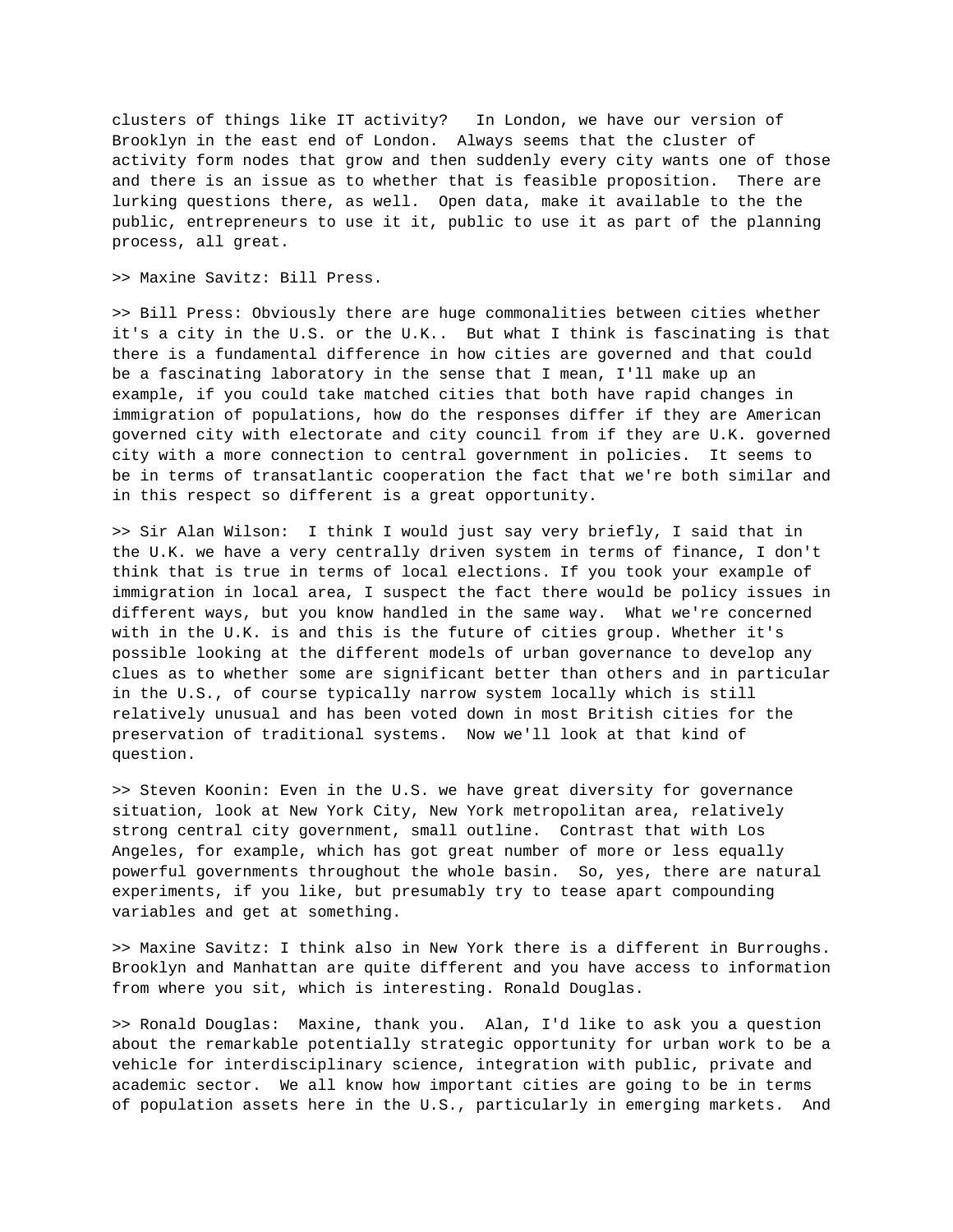clusters of things like IT activity?   In London, we have our version of Brooklyn in the east end of London.  Always seems that the cluster of activity form nodes that grow and then suddenly every city wants one of those and there is an issue as to whether that is feasible proposition.  There are lurking questions there, as well.  Open data, make it available to the the public, entrepreneurs to use it it, public to use it as part of the planning process, all great.

>> Maxine Savitz: Bill Press.

>> Bill Press: Obviously there are huge commonalities between cities whether it's a city in the U.S. or the U.K..  But what I think is fascinating is that there is a fundamental difference in how cities are governed and that could be a fascinating laboratory in the sense that I mean, I'll make up an example, if you could take matched cities that both have rapid changes in immigration of populations, how do the responses differ if they are American governed city with electorate and city council from if they are U.K. governed city with a more connection to central government in policies.  It seems to be in terms of transatlantic cooperation the fact that we're both similar and in this respect so different is a great opportunity.

>> Sir Alan Wilson:  I think I would just say very briefly, I said that in the U.K. we have a very centrally driven system in terms of finance, I don't think that is true in terms of local elections. If you took your example of immigration in local area, I suspect the fact there would be policy issues in different ways, but you know handled in the same way.  What we're concerned with in the U.K. is and this is the future of cities group. Whether it's possible looking at the different models of urban governance to develop any clues as to whether some are significant better than others and in particular in the U.S., of course typically narrow system locally which is still relatively unusual and has been voted down in most British cities for the preservation of traditional systems.  Now we'll look at that kind of question.

>> Steven Koonin: Even in the U.S. we have great diversity for governance situation, look at New York City, New York metropolitan area, relatively strong central city government, small outline.  Contrast that with Los Angeles, for example, which has got great number of more or less equally powerful governments throughout the whole basin.  So, yes, there are natural experiments, if you like, but presumably try to tease apart compounding variables and get at something.

>> Maxine Savitz: I think also in New York there is a different in Burroughs. Brooklyn and Manhattan are quite different and you have access to information from where you sit, which is interesting. Ronald Douglas.

>> Ronald Douglas:  Maxine, thank you.  Alan, I'd like to ask you a question about the remarkable potentially strategic opportunity for urban work to be a vehicle for interdisciplinary science, integration with public, private and academic sector.  We all know how important cities are going to be in terms of population assets here in the U.S., particularly in emerging markets.  And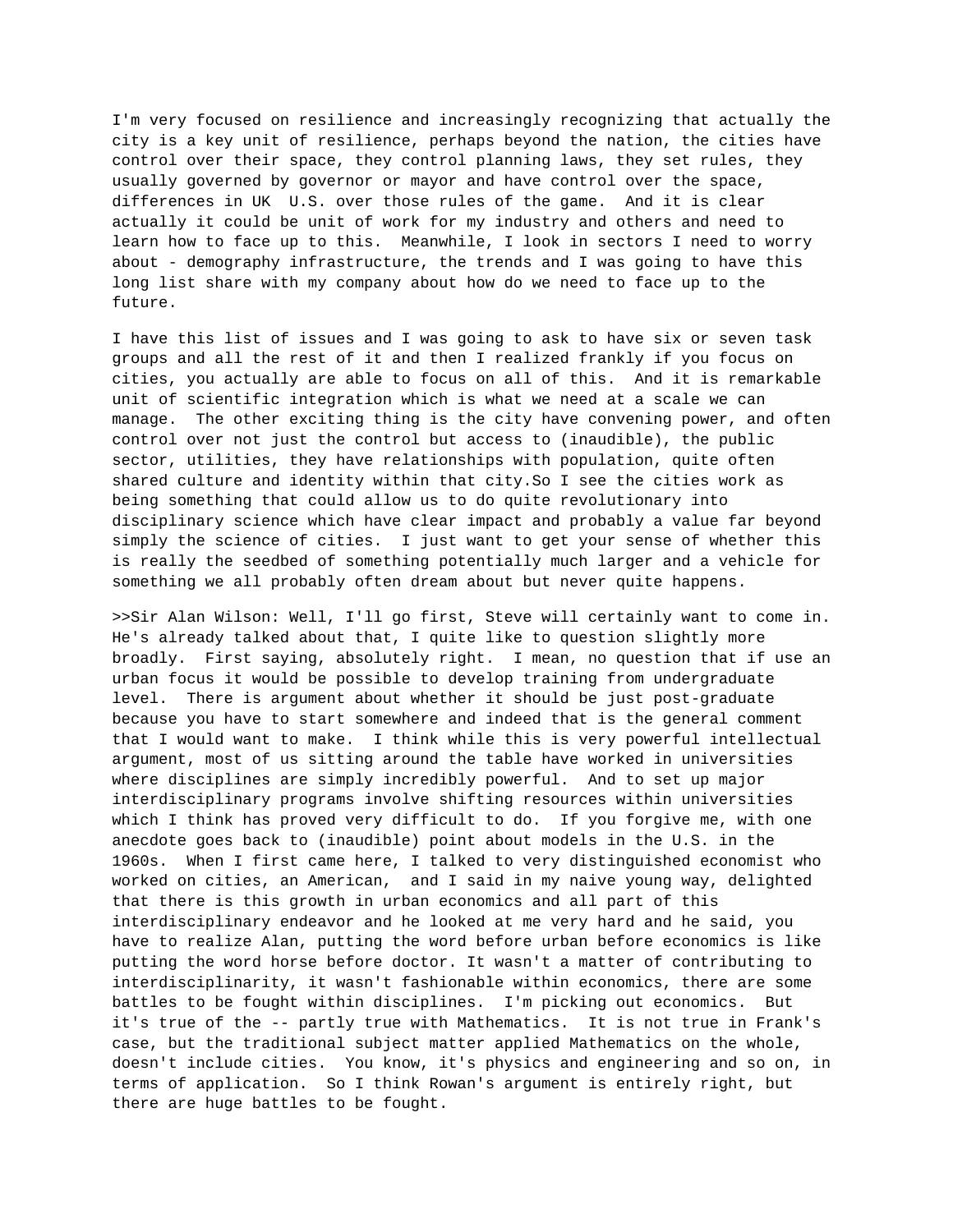I'm very focused on resilience and increasingly recognizing that actually the city is a key unit of resilience, perhaps beyond the nation, the cities have control over their space, they control planning laws, they set rules, they usually governed by governor or mayor and have control over the space, differences in UK U.S. over those rules of the game. And it is clear actually it could be unit of work for my industry and others and need to learn how to face up to this. Meanwhile, I look in sectors I need to worry about - demography infrastructure, the trends and I was going to have this long list share with my company about how do we need to face up to the future.

I have this list of issues and I was going to ask to have six or seven task groups and all the rest of it and then I realized frankly if you focus on cities, you actually are able to focus on all of this. And it is remarkable unit of scientific integration which is what we need at a scale we can manage. The other exciting thing is the city have convening power, and often control over not just the control but access to (inaudible), the public sector, utilities, they have relationships with population, quite often shared culture and identity within that city.So I see the cities work as being something that could allow us to do quite revolutionary into disciplinary science which have clear impact and probably a value far beyond simply the science of cities. I just want to get your sense of whether this is really the seedbed of something potentially much larger and a vehicle for something we all probably often dream about but never quite happens.

>>Sir Alan Wilson: Well, I'll go first, Steve will certainly want to come in. He's already talked about that, I quite like to question slightly more broadly. First saying, absolutely right. I mean, no question that if use an urban focus it would be possible to develop training from undergraduate level. There is argument about whether it should be just post-graduate because you have to start somewhere and indeed that is the general comment that I would want to make. I think while this is very powerful intellectual argument, most of us sitting around the table have worked in universities where disciplines are simply incredibly powerful. And to set up major interdisciplinary programs involve shifting resources within universities which I think has proved very difficult to do. If you forgive me, with one anecdote goes back to (inaudible) point about models in the U.S. in the 1960s. When I first came here, I talked to very distinguished economist who worked on cities, an American, and I said in my naive young way, delighted that there is this growth in urban economics and all part of this interdisciplinary endeavor and he looked at me very hard and he said, you have to realize Alan, putting the word before urban before economics is like putting the word horse before doctor. It wasn't a matter of contributing to interdisciplinarity, it wasn't fashionable within economics, there are some battles to be fought within disciplines. I'm picking out economics. But it's true of the -- partly true with Mathematics. It is not true in Frank's case, but the traditional subject matter applied Mathematics on the whole, doesn't include cities. You know, it's physics and engineering and so on, in terms of application. So I think Rowan's argument is entirely right, but there are huge battles to be fought.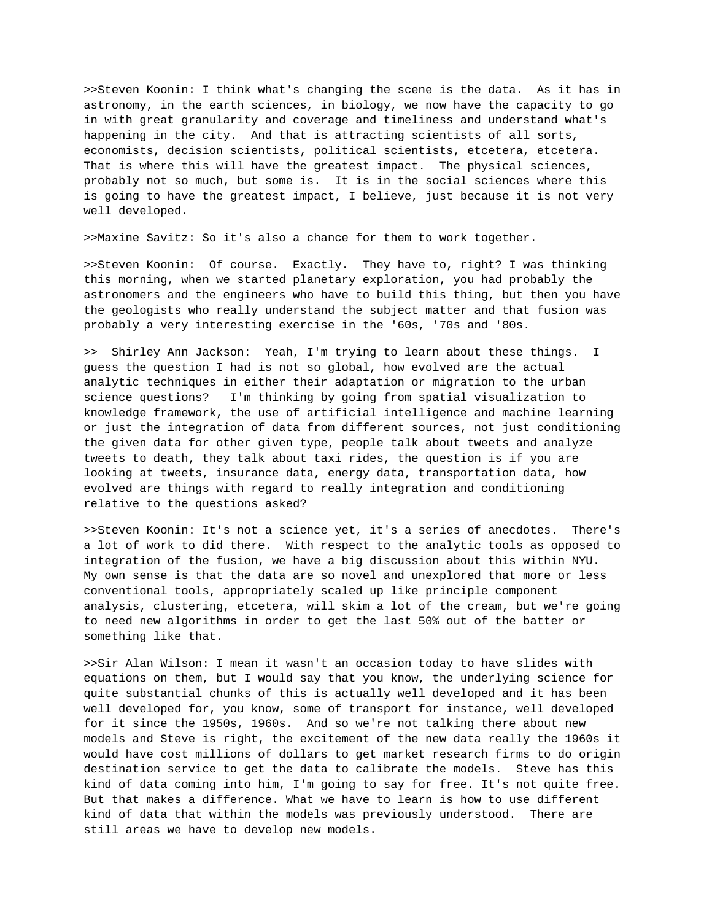>>Steven Koonin: I think what's changing the scene is the data. As it has in astronomy, in the earth sciences, in biology, we now have the capacity to go in with great granularity and coverage and timeliness and understand what's happening in the city. And that is attracting scientists of all sorts, economists, decision scientists, political scientists, etcetera, etcetera. That is where this will have the greatest impact. The physical sciences, probably not so much, but some is. It is in the social sciences where this is going to have the greatest impact, I believe, just because it is not very well developed.

>>Maxine Savitz: So it's also a chance for them to work together.

>>Steven Koonin: Of course. Exactly. They have to, right? I was thinking this morning, when we started planetary exploration, you had probably the astronomers and the engineers who have to build this thing, but then you have the geologists who really understand the subject matter and that fusion was probably a very interesting exercise in the '60s, '70s and '80s.

>> Shirley Ann Jackson: Yeah, I'm trying to learn about these things. I guess the question I had is not so global, how evolved are the actual analytic techniques in either their adaptation or migration to the urban science questions? I'm thinking by going from spatial visualization to knowledge framework, the use of artificial intelligence and machine learning or just the integration of data from different sources, not just conditioning the given data for other given type, people talk about tweets and analyze tweets to death, they talk about taxi rides, the question is if you are looking at tweets, insurance data, energy data, transportation data, how evolved are things with regard to really integration and conditioning relative to the questions asked?

>>Steven Koonin: It's not a science yet, it's a series of anecdotes. There's a lot of work to did there. With respect to the analytic tools as opposed to integration of the fusion, we have a big discussion about this within NYU. My own sense is that the data are so novel and unexplored that more or less conventional tools, appropriately scaled up like principle component analysis, clustering, etcetera, will skim a lot of the cream, but we're going to need new algorithms in order to get the last 50% out of the batter or something like that.

>>Sir Alan Wilson: I mean it wasn't an occasion today to have slides with equations on them, but I would say that you know, the underlying science for quite substantial chunks of this is actually well developed and it has been well developed for, you know, some of transport for instance, well developed for it since the 1950s, 1960s. And so we're not talking there about new models and Steve is right, the excitement of the new data really the 1960s it would have cost millions of dollars to get market research firms to do origin destination service to get the data to calibrate the models. Steve has this kind of data coming into him, I'm going to say for free. It's not quite free. But that makes a difference. What we have to learn is how to use different kind of data that within the models was previously understood. There are still areas we have to develop new models.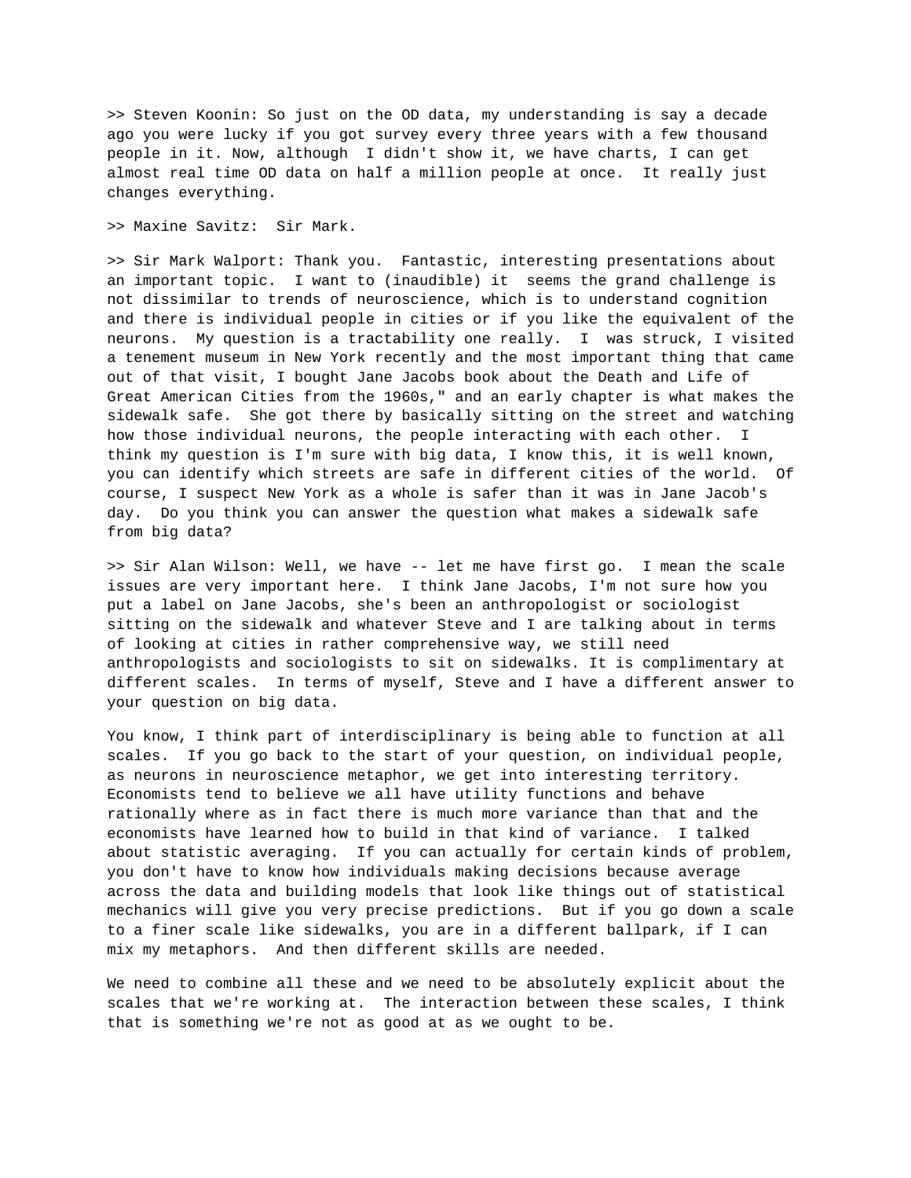>> Steven Koonin: So just on the OD data, my understanding is say a decade ago you were lucky if you got survey every three years with a few thousand people in it. Now, although I didn't show it, we have charts, I can get almost real time OD data on half a million people at once. It really just changes everything.

>> Maxine Savitz: Sir Mark.

>> Sir Mark Walport: Thank you. Fantastic, interesting presentations about an important topic. I want to (inaudible) it seems the grand challenge is not dissimilar to trends of neuroscience, which is to understand cognition and there is individual people in cities or if you like the equivalent of the neurons. My question is a tractability one really. I was struck, I visited a tenement museum in New York recently and the most important thing that came out of that visit, I bought Jane Jacobs book about the Death and Life of Great American Cities from the 1960s," and an early chapter is what makes the sidewalk safe. She got there by basically sitting on the street and watching how those individual neurons, the people interacting with each other. I think my question is I'm sure with big data, I know this, it is well known, you can identify which streets are safe in different cities of the world. Of course, I suspect New York as a whole is safer than it was in Jane Jacob's day. Do you think you can answer the question what makes a sidewalk safe from big data?

>> Sir Alan Wilson: Well, we have -- let me have first go. I mean the scale issues are very important here. I think Jane Jacobs, I'm not sure how you put a label on Jane Jacobs, she's been an anthropologist or sociologist sitting on the sidewalk and whatever Steve and I are talking about in terms of looking at cities in rather comprehensive way, we still need anthropologists and sociologists to sit on sidewalks. It is complimentary at different scales. In terms of myself, Steve and I have a different answer to your question on big data.

You know, I think part of interdisciplinary is being able to function at all scales. If you go back to the start of your question, on individual people, as neurons in neuroscience metaphor, we get into interesting territory. Economists tend to believe we all have utility functions and behave rationally where as in fact there is much more variance than that and the economists have learned how to build in that kind of variance. I talked about statistic averaging. If you can actually for certain kinds of problem, you don't have to know how individuals making decisions because average across the data and building models that look like things out of statistical mechanics will give you very precise predictions. But if you go down a scale to a finer scale like sidewalks, you are in a different ballpark, if I can mix my metaphors. And then different skills are needed.

We need to combine all these and we need to be absolutely explicit about the scales that we're working at. The interaction between these scales, I think that is something we're not as good at as we ought to be.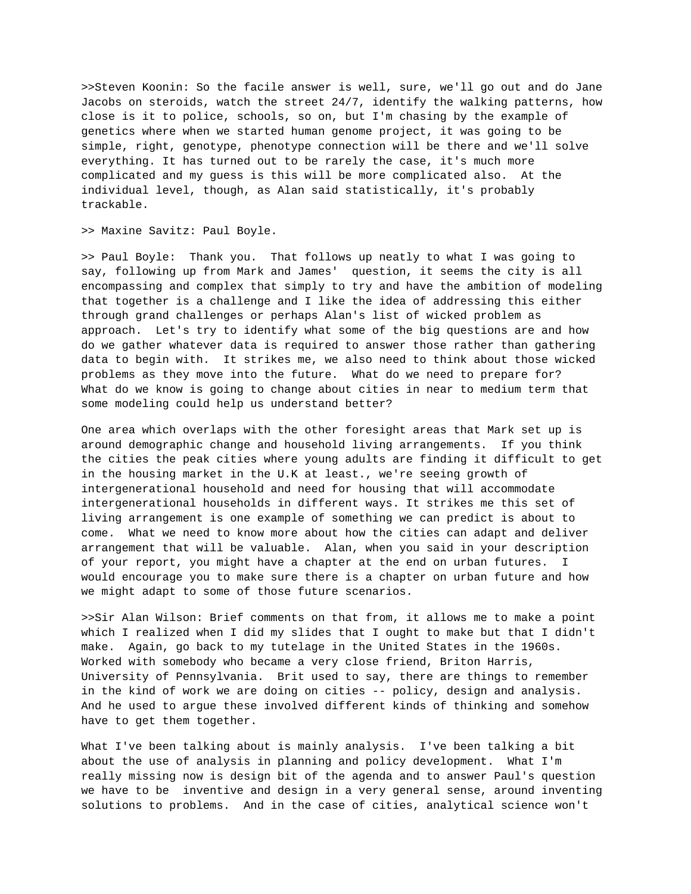>>Steven Koonin: So the facile answer is well, sure, we'll go out and do Jane Jacobs on steroids, watch the street 24/7, identify the walking patterns, how close is it to police, schools, so on, but I'm chasing by the example of genetics where when we started human genome project, it was going to be simple, right, genotype, phenotype connection will be there and we'll solve everything. It has turned out to be rarely the case, it's much more complicated and my guess is this will be more complicated also. At the individual level, though, as Alan said statistically, it's probably trackable.

>> Maxine Savitz: Paul Boyle.

>> Paul Boyle: Thank you. That follows up neatly to what I was going to say, following up from Mark and James' question, it seems the city is all encompassing and complex that simply to try and have the ambition of modeling that together is a challenge and I like the idea of addressing this either through grand challenges or perhaps Alan's list of wicked problem as approach. Let's try to identify what some of the big questions are and how do we gather whatever data is required to answer those rather than gathering data to begin with. It strikes me, we also need to think about those wicked problems as they move into the future. What do we need to prepare for? What do we know is going to change about cities in near to medium term that some modeling could help us understand better?

One area which overlaps with the other foresight areas that Mark set up is around demographic change and household living arrangements. If you think the cities the peak cities where young adults are finding it difficult to get in the housing market in the U.K at least., we're seeing growth of intergenerational household and need for housing that will accommodate intergenerational households in different ways. It strikes me this set of living arrangement is one example of something we can predict is about to come. What we need to know more about how the cities can adapt and deliver arrangement that will be valuable. Alan, when you said in your description of your report, you might have a chapter at the end on urban futures. I would encourage you to make sure there is a chapter on urban future and how we might adapt to some of those future scenarios.

>>Sir Alan Wilson: Brief comments on that from, it allows me to make a point which I realized when I did my slides that I ought to make but that I didn't make. Again, go back to my tutelage in the United States in the 1960s. Worked with somebody who became a very close friend, Briton Harris, University of Pennsylvania. Brit used to say, there are things to remember in the kind of work we are doing on cities -- policy, design and analysis. And he used to argue these involved different kinds of thinking and somehow have to get them together.

What I've been talking about is mainly analysis. I've been talking a bit about the use of analysis in planning and policy development. What I'm really missing now is design bit of the agenda and to answer Paul's question we have to be inventive and design in a very general sense, around inventing solutions to problems. And in the case of cities, analytical science won't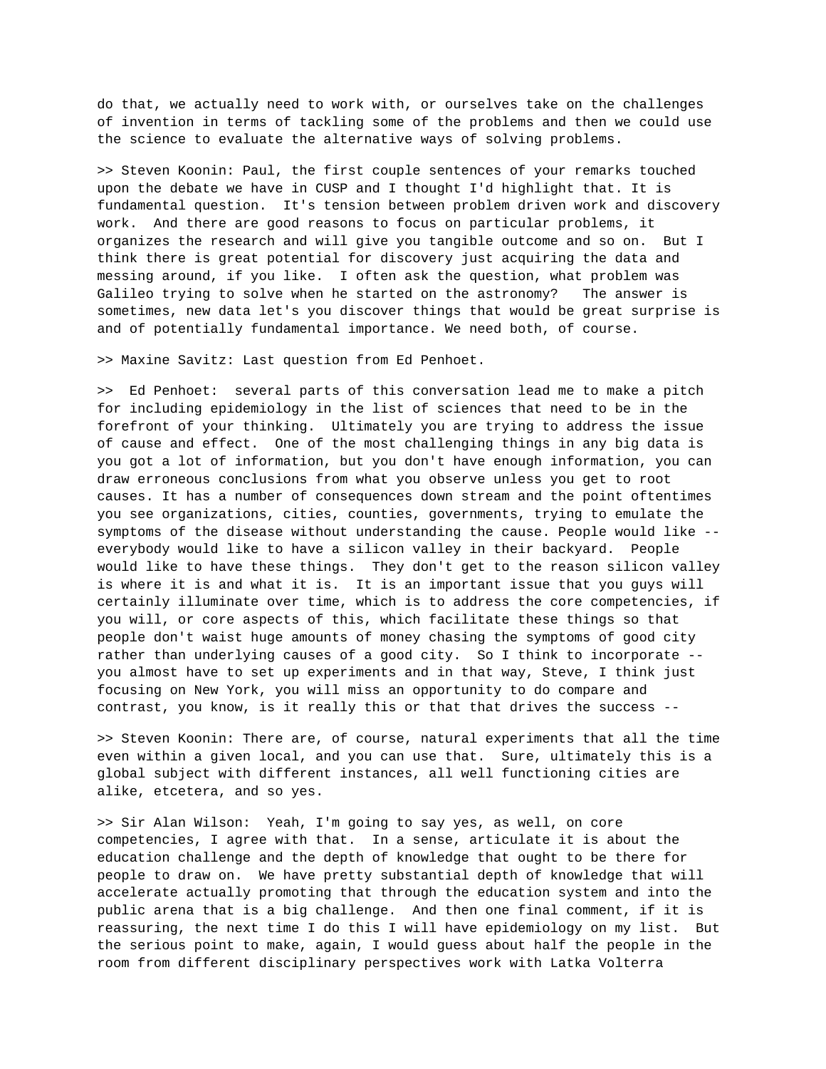do that, we actually need to work with, or ourselves take on the challenges of invention in terms of tackling some of the problems and then we could use the science to evaluate the alternative ways of solving problems.

>> Steven Koonin: Paul, the first couple sentences of your remarks touched upon the debate we have in CUSP and I thought I'd highlight that. It is fundamental question. It's tension between problem driven work and discovery work. And there are good reasons to focus on particular problems, it organizes the research and will give you tangible outcome and so on. But I think there is great potential for discovery just acquiring the data and messing around, if you like. I often ask the question, what problem was Galileo trying to solve when he started on the astronomy? The answer is sometimes, new data let's you discover things that would be great surprise is and of potentially fundamental importance. We need both, of course.

>> Maxine Savitz: Last question from Ed Penhoet.

>> Ed Penhoet: several parts of this conversation lead me to make a pitch for including epidemiology in the list of sciences that need to be in the forefront of your thinking. Ultimately you are trying to address the issue of cause and effect. One of the most challenging things in any big data is you got a lot of information, but you don't have enough information, you can draw erroneous conclusions from what you observe unless you get to root causes. It has a number of consequences down stream and the point oftentimes you see organizations, cities, counties, governments, trying to emulate the symptoms of the disease without understanding the cause. People would like -- everybody would like to have a silicon valley in their backyard. People would like to have these things. They don't get to the reason silicon valley is where it is and what it is. It is an important issue that you guys will certainly illuminate over time, which is to address the core competencies, if you will, or core aspects of this, which facilitate these things so that people don't waist huge amounts of money chasing the symptoms of good city rather than underlying causes of a good city. So I think to incorporate -- you almost have to set up experiments and in that way, Steve, I think just focusing on New York, you will miss an opportunity to do compare and contrast, you know, is it really this or that that drives the success --

>> Steven Koonin: There are, of course, natural experiments that all the time even within a given local, and you can use that. Sure, ultimately this is a global subject with different instances, all well functioning cities are alike, etcetera, and so yes.

>> Sir Alan Wilson: Yeah, I'm going to say yes, as well, on core competencies, I agree with that. In a sense, articulate it is about the education challenge and the depth of knowledge that ought to be there for people to draw on. We have pretty substantial depth of knowledge that will accelerate actually promoting that through the education system and into the public arena that is a big challenge. And then one final comment, if it is reassuring, the next time I do this I will have epidemiology on my list. But the serious point to make, again, I would guess about half the people in the room from different disciplinary perspectives work with Latka Volterra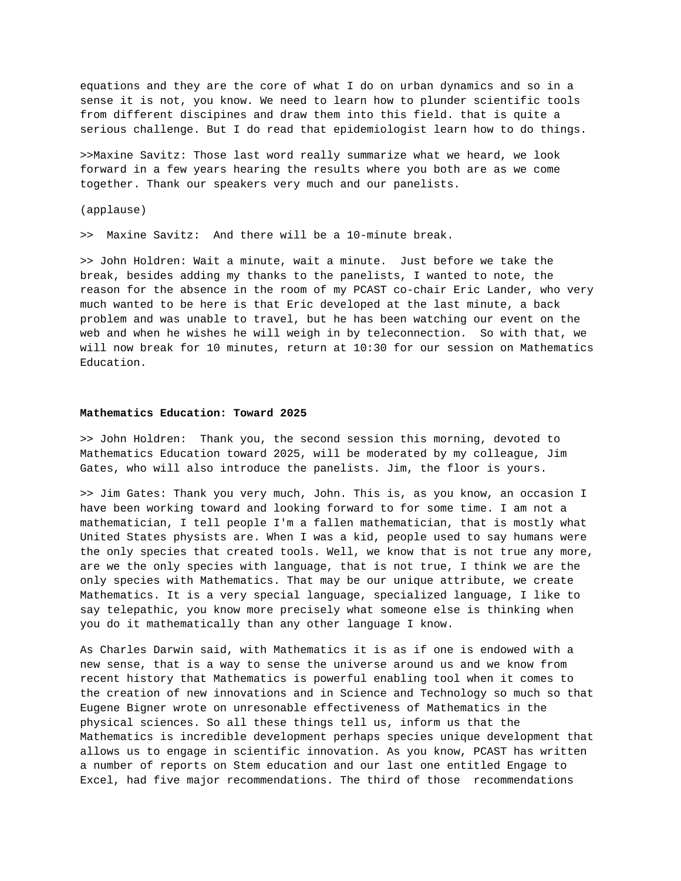equations and they are the core of what I do on urban dynamics and so in a sense it is not, you know. We need to learn how to plunder scientific tools from different discipines and draw them into this field. that is quite a serious challenge. But I do read that epidemiologist learn how to do things.

>>Maxine Savitz: Those last word really summarize what we heard, we look forward in a few years hearing the results where you both are as we come together. Thank our speakers very much and our panelists.

(applause)

>> Maxine Savitz: And there will be a 10-minute break.

>> John Holdren: Wait a minute, wait a minute. Just before we take the break, besides adding my thanks to the panelists, I wanted to note, the reason for the absence in the room of my PCAST co-chair Eric Lander, who very much wanted to be here is that Eric developed at the last minute, a back problem and was unable to travel, but he has been watching our event on the web and when he wishes he will weigh in by teleconnection. So with that, we will now break for 10 minutes, return at 10:30 for our session on Mathematics Education.

**Mathematics Education: Toward 2025**

>> John Holdren: Thank you, the second session this morning, devoted to Mathematics Education toward 2025, will be moderated by my colleague, Jim Gates, who will also introduce the panelists. Jim, the floor is yours.

>> Jim Gates: Thank you very much, John. This is, as you know, an occasion I have been working toward and looking forward to for some time. I am not a mathematician, I tell people I'm a fallen mathematician, that is mostly what United States physists are. When I was a kid, people used to say humans were the only species that created tools. Well, we know that is not true any more, are we the only species with language, that is not true, I think we are the only species with Mathematics. That may be our unique attribute, we create Mathematics. It is a very special language, specialized language, I like to say telepathic, you know more precisely what someone else is thinking when you do it mathematically than any other language I know.

As Charles Darwin said, with Mathematics it is as if one is endowed with a new sense, that is a way to sense the universe around us and we know from recent history that Mathematics is powerful enabling tool when it comes to the creation of new innovations and in Science and Technology so much so that Eugene Bigner wrote on unresonable effectiveness of Mathematics in the physical sciences. So all these things tell us, inform us that the Mathematics is incredible development perhaps species unique development that allows us to engage in scientific innovation. As you know, PCAST has written a number of reports on Stem education and our last one entitled Engage to Excel, had five major recommendations. The third of those recommendations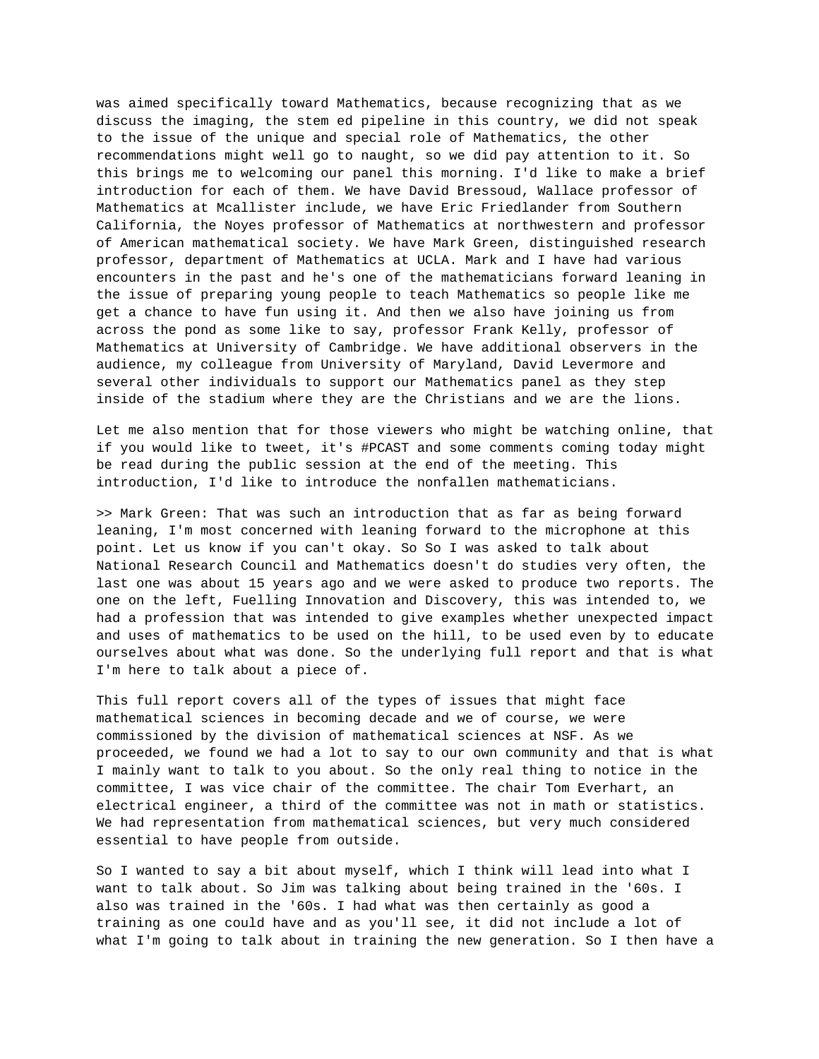was aimed specifically toward Mathematics, because recognizing that as we discuss the imaging, the stem ed pipeline in this country, we did not speak to the issue of the unique and special role of Mathematics, the other recommendations might well go to naught, so we did pay attention to it. So this brings me to welcoming our panel this morning. I'd like to make a brief introduction for each of them. We have David Bressoud, Wallace professor of Mathematics at Mcallister include, we have Eric Friedlander from Southern California, the Noyes professor of Mathematics at northwestern and professor of American mathematical society. We have Mark Green, distinguished research professor, department of Mathematics at UCLA. Mark and I have had various encounters in the past and he's one of the mathematicians forward leaning in the issue of preparing young people to teach Mathematics so people like me get a chance to have fun using it. And then we also have joining us from across the pond as some like to say, professor Frank Kelly, professor of Mathematics at University of Cambridge. We have additional observers in the audience, my colleague from University of Maryland, David Levermore and several other individuals to support our Mathematics panel as they step inside of the stadium where they are the Christians and we are the lions.

Let me also mention that for those viewers who might be watching online, that if you would like to tweet, it's #PCAST and some comments coming today might be read during the public session at the end of the meeting. This introduction, I'd like to introduce the nonfallen mathematicians.

>> Mark Green: That was such an introduction that as far as being forward leaning, I'm most concerned with leaning forward to the microphone at this point. Let us know if you can't okay. So So I was asked to talk about National Research Council and Mathematics doesn't do studies very often, the last one was about 15 years ago and we were asked to produce two reports. The one on the left, Fuelling Innovation and Discovery, this was intended to, we had a profession that was intended to give examples whether unexpected impact and uses of mathematics to be used on the hill, to be used even by to educate ourselves about what was done. So the underlying full report and that is what I'm here to talk about a piece of.

This full report covers all of the types of issues that might face mathematical sciences in becoming decade and we of course, we were commissioned by the division of mathematical sciences at NSF. As we proceeded, we found we had a lot to say to our own community and that is what I mainly want to talk to you about. So the only real thing to notice in the committee, I was vice chair of the committee. The chair Tom Everhart, an electrical engineer, a third of the committee was not in math or statistics. We had representation from mathematical sciences, but very much considered essential to have people from outside.

So I wanted to say a bit about myself, which I think will lead into what I want to talk about. So Jim was talking about being trained in the '60s. I also was trained in the '60s. I had what was then certainly as good a training as one could have and as you'll see, it did not include a lot of what I'm going to talk about in training the new generation. So I then have a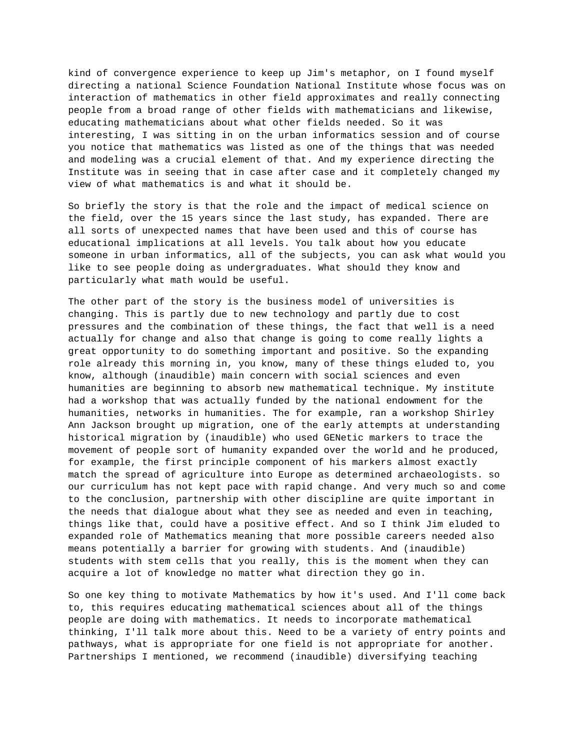kind of convergence experience to keep up Jim's metaphor, on I found myself directing a national Science Foundation National Institute whose focus was on interaction of mathematics in other field approximates and really connecting people from a broad range of other fields with mathematicians and likewise, educating mathematicians about what other fields needed. So it was interesting, I was sitting in on the urban informatics session and of course you notice that mathematics was listed as one of the things that was needed and modeling was a crucial element of that. And my experience directing the Institute was in seeing that in case after case and it completely changed my view of what mathematics is and what it should be.

So briefly the story is that the role and the impact of medical science on the field, over the 15 years since the last study, has expanded. There are all sorts of unexpected names that have been used and this of course has educational implications at all levels. You talk about how you educate someone in urban informatics, all of the subjects, you can ask what would you like to see people doing as undergraduates. What should they know and particularly what math would be useful.

The other part of the story is the business model of universities is changing. This is partly due to new technology and partly due to cost pressures and the combination of these things, the fact that well is a need actually for change and also that change is going to come really lights a great opportunity to do something important and positive. So the expanding role already this morning in, you know, many of these things eluded to, you know, although (inaudible) main concern with social sciences and even humanities are beginning to absorb new mathematical technique. My institute had a workshop that was actually funded by the national endowment for the humanities, networks in humanities. The for example, ran a workshop Shirley Ann Jackson brought up migration, one of the early attempts at understanding historical migration by (inaudible) who used GENetic markers to trace the movement of people sort of humanity expanded over the world and he produced, for example, the first principle component of his markers almost exactly match the spread of agriculture into Europe as determined archaeologists. so our curriculum has not kept pace with rapid change. And very much so and come to the conclusion, partnership with other discipline are quite important in the needs that dialogue about what they see as needed and even in teaching, things like that, could have a positive effect. And so I think Jim eluded to expanded role of Mathematics meaning that more possible careers needed also means potentially a barrier for growing with students. And (inaudible) students with stem cells that you really, this is the moment when they can acquire a lot of knowledge no matter what direction they go in.

So one key thing to motivate Mathematics by how it's used. And I'll come back to, this requires educating mathematical sciences about all of the things people are doing with mathematics. It needs to incorporate mathematical thinking, I'll talk more about this. Need to be a variety of entry points and pathways, what is appropriate for one field is not appropriate for another. Partnerships I mentioned, we recommend (inaudible) diversifying teaching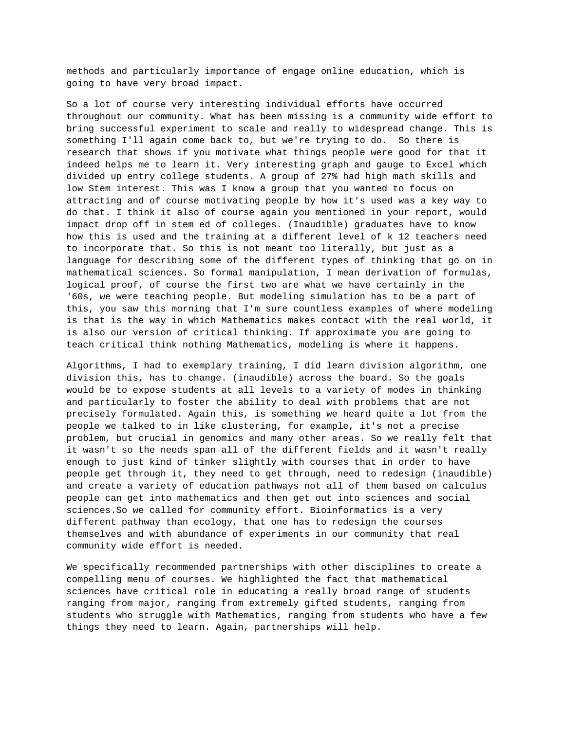methods and particularly importance of engage online education, which is going to have very broad impact.

So a lot of course very interesting individual efforts have occurred throughout our community. What has been missing is a community wide effort to bring successful experiment to scale and really to widespread change. This is something I'll again come back to, but we're trying to do. So there is research that shows if you motivate what things people were good for that it indeed helps me to learn it. Very interesting graph and gauge to Excel which divided up entry college students. A group of 27% had high math skills and low Stem interest. This was I know a group that you wanted to focus on attracting and of course motivating people by how it's used was a key way to do that. I think it also of course again you mentioned in your report, would impact drop off in stem ed of colleges. (Inaudible) graduates have to know how this is used and the training at a different level of k 12 teachers need to incorporate that. So this is not meant too literally, but just as a language for describing some of the different types of thinking that go on in mathematical sciences. So formal manipulation, I mean derivation of formulas, logical proof, of course the first two are what we have certainly in the '60s, we were teaching people. But modeling simulation has to be a part of this, you saw this morning that I'm sure countless examples of where modeling is that is the way in which Mathematics makes contact with the real world, it is also our version of critical thinking. If approximate you are going to teach critical think nothing Mathematics, modeling is where it happens.

Algorithms, I had to exemplary training, I did learn division algorithm, one division this, has to change. (inaudible) across the board. So the goals would be to expose students at all levels to a variety of modes in thinking and particularly to foster the ability to deal with problems that are not precisely formulated. Again this, is something we heard quite a lot from the people we talked to in like clustering, for example, it's not a precise problem, but crucial in genomics and many other areas. So we really felt that it wasn't so the needs span all of the different fields and it wasn't really enough to just kind of tinker slightly with courses that in order to have people get through it, they need to get through, need to redesign (inaudible) and create a variety of education pathways not all of them based on calculus people can get into mathematics and then get out into sciences and social sciences.So we called for community effort. Bioinformatics is a very different pathway than ecology, that one has to redesign the courses themselves and with abundance of experiments in our community that real community wide effort is needed.

We specifically recommended partnerships with other disciplines to create a compelling menu of courses. We highlighted the fact that mathematical sciences have critical role in educating a really broad range of students ranging from major, ranging from extremely gifted students, ranging from students who struggle with Mathematics, ranging from students who have a few things they need to learn. Again, partnerships will help.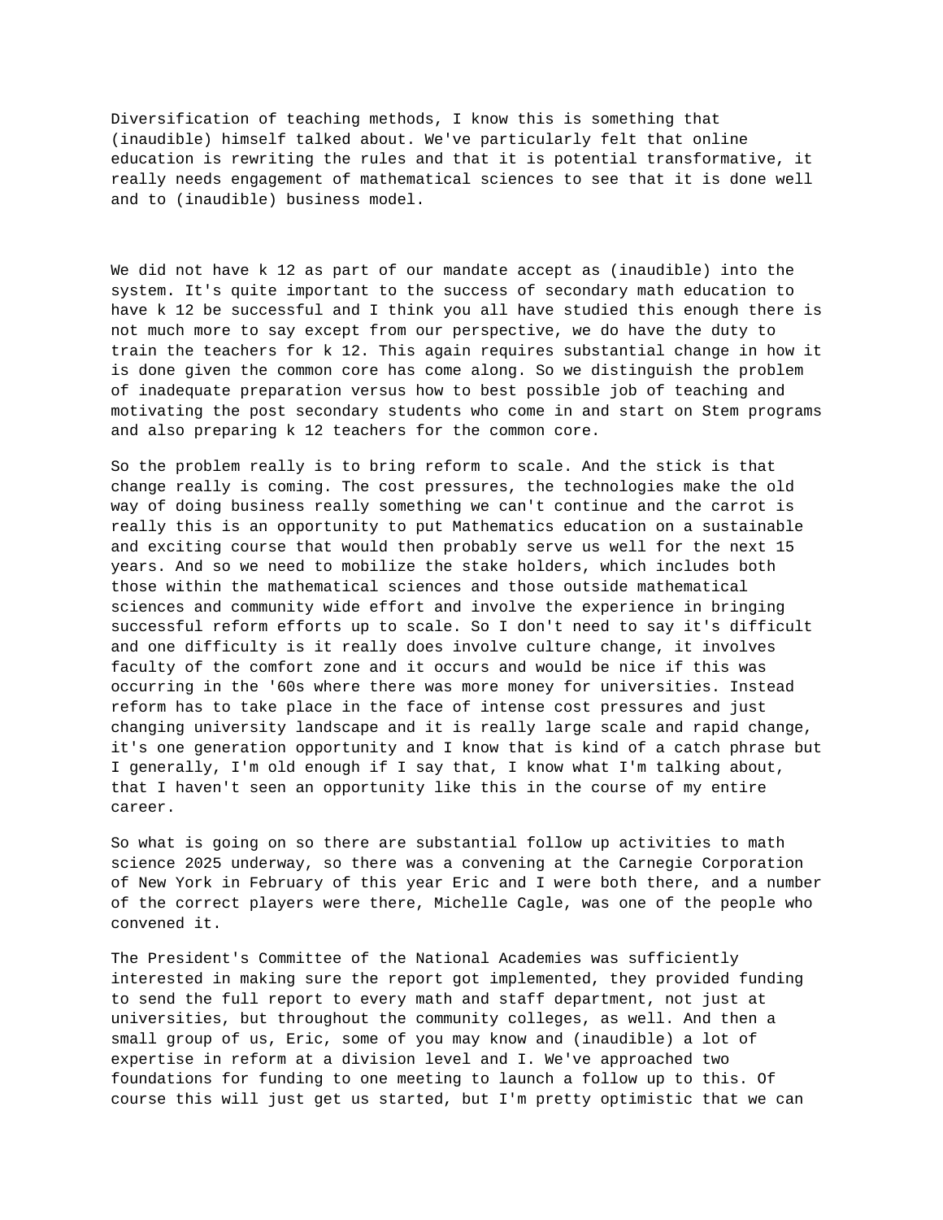Diversification of teaching methods, I know this is something that (inaudible) himself talked about. We've particularly felt that online education is rewriting the rules and that it is potential transformative, it really needs engagement of mathematical sciences to see that it is done well and to (inaudible) business model.

We did not have k 12 as part of our mandate accept as (inaudible) into the system. It's quite important to the success of secondary math education to have k 12 be successful and I think you all have studied this enough there is not much more to say except from our perspective, we do have the duty to train the teachers for k 12. This again requires substantial change in how it is done given the common core has come along. So we distinguish the problem of inadequate preparation versus how to best possible job of teaching and motivating the post secondary students who come in and start on Stem programs and also preparing k 12 teachers for the common core.

So the problem really is to bring reform to scale. And the stick is that change really is coming. The cost pressures, the technologies make the old way of doing business really something we can't continue and the carrot is really this is an opportunity to put Mathematics education on a sustainable and exciting course that would then probably serve us well for the next 15 years. And so we need to mobilize the stake holders, which includes both those within the mathematical sciences and those outside mathematical sciences and community wide effort and involve the experience in bringing successful reform efforts up to scale. So I don't need to say it's difficult and one difficulty is it really does involve culture change, it involves faculty of the comfort zone and it occurs and would be nice if this was occurring in the '60s where there was more money for universities. Instead reform has to take place in the face of intense cost pressures and just changing university landscape and it is really large scale and rapid change, it's one generation opportunity and I know that is kind of a catch phrase but I generally, I'm old enough if I say that, I know what I'm talking about, that I haven't seen an opportunity like this in the course of my entire career.

So what is going on so there are substantial follow up activities to math science 2025 underway, so there was a convening at the Carnegie Corporation of New York in February of this year Eric and I were both there, and a number of the correct players were there, Michelle Cagle, was one of the people who convened it.

The President's Committee of the National Academies was sufficiently interested in making sure the report got implemented, they provided funding to send the full report to every math and staff department, not just at universities, but throughout the community colleges, as well. And then a small group of us, Eric, some of you may know and (inaudible) a lot of expertise in reform at a division level and I. We've approached two foundations for funding to one meeting to launch a follow up to this. Of course this will just get us started, but I'm pretty optimistic that we can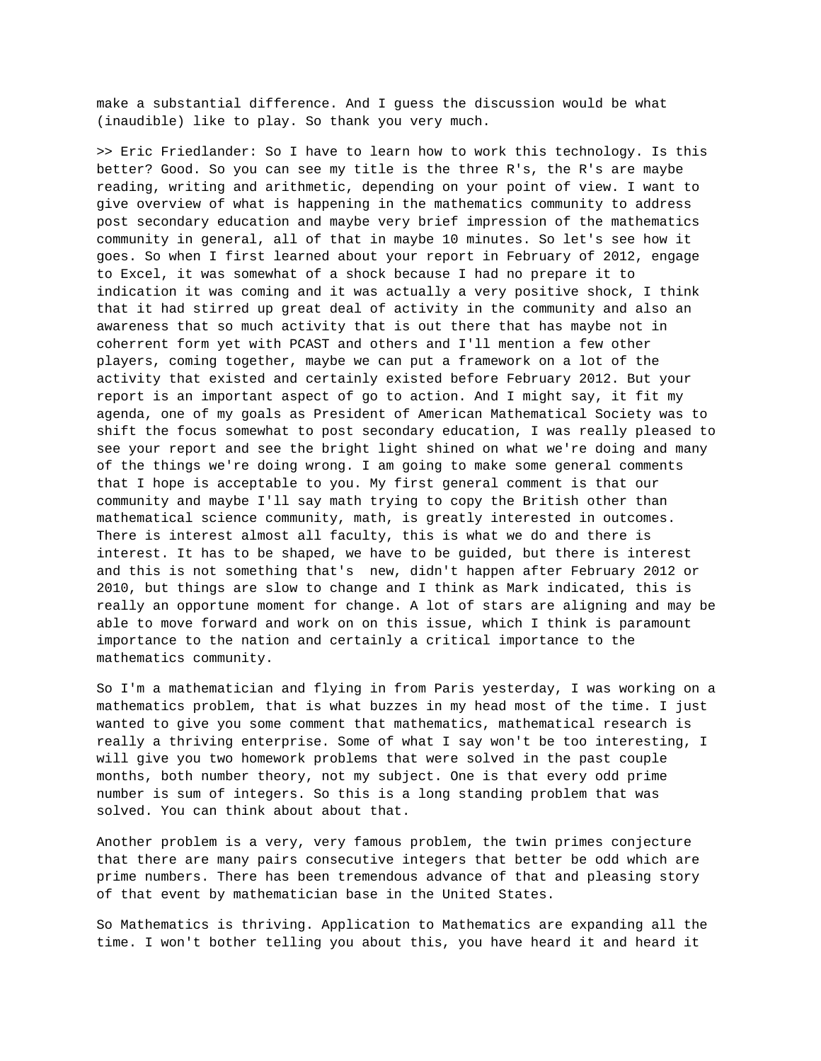make a substantial difference. And I guess the discussion would be what (inaudible) like to play. So thank you very much.

>> Eric Friedlander: So I have to learn how to work this technology. Is this better? Good. So you can see my title is the three R's, the R's are maybe reading, writing and arithmetic, depending on your point of view. I want to give overview of what is happening in the mathematics community to address post secondary education and maybe very brief impression of the mathematics community in general, all of that in maybe 10 minutes. So let's see how it goes. So when I first learned about your report in February of 2012, engage to Excel, it was somewhat of a shock because I had no prepare it to indication it was coming and it was actually a very positive shock, I think that it had stirred up great deal of activity in the community and also an awareness that so much activity that is out there that has maybe not in coherrent form yet with PCAST and others and I'll mention a few other players, coming together, maybe we can put a framework on a lot of the activity that existed and certainly existed before February 2012. But your report is an important aspect of go to action. And I might say, it fit my agenda, one of my goals as President of American Mathematical Society was to shift the focus somewhat to post secondary education, I was really pleased to see your report and see the bright light shined on what we're doing and many of the things we're doing wrong. I am going to make some general comments that I hope is acceptable to you. My first general comment is that our community and maybe I'll say math trying to copy the British other than mathematical science community, math, is greatly interested in outcomes. There is interest almost all faculty, this is what we do and there is interest. It has to be shaped, we have to be guided, but there is interest and this is not something that's  new, didn't happen after February 2012 or 2010, but things are slow to change and I think as Mark indicated, this is really an opportune moment for change. A lot of stars are aligning and may be able to move forward and work on on this issue, which I think is paramount importance to the nation and certainly a critical importance to the mathematics community.

So I'm a mathematician and flying in from Paris yesterday, I was working on a mathematics problem, that is what buzzes in my head most of the time. I just wanted to give you some comment that mathematics, mathematical research is really a thriving enterprise. Some of what I say won't be too interesting, I will give you two homework problems that were solved in the past couple months, both number theory, not my subject. One is that every odd prime number is sum of integers. So this is a long standing problem that was solved. You can think about about that.

Another problem is a very, very famous problem, the twin primes conjecture that there are many pairs consecutive integers that better be odd which are prime numbers. There has been tremendous advance of that and pleasing story of that event by mathematician base in the United States.

So Mathematics is thriving. Application to Mathematics are expanding all the time. I won't bother telling you about this, you have heard it and heard it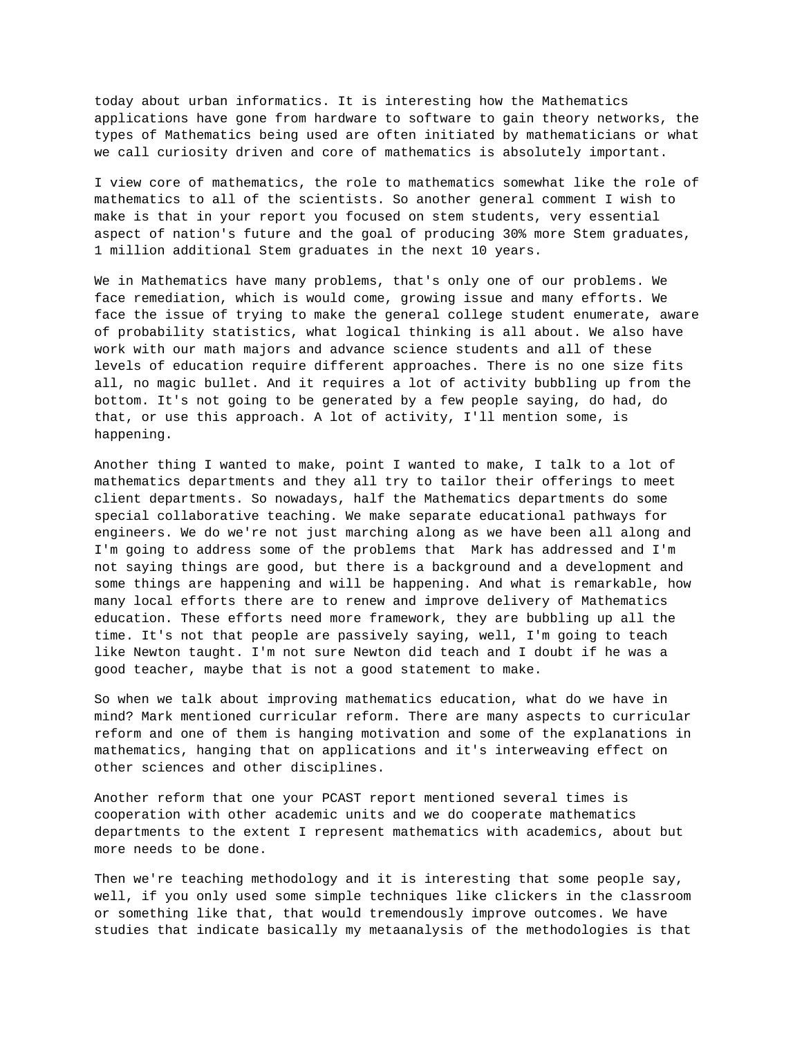today about urban informatics. It is interesting how the Mathematics applications have gone from hardware to software to gain theory networks, the types of Mathematics being used are often initiated by mathematicians or what we call curiosity driven and core of mathematics is absolutely important.

I view core of mathematics, the role to mathematics somewhat like the role of mathematics to all of the scientists. So another general comment I wish to make is that in your report you focused on stem students, very essential aspect of nation's future and the goal of producing 30% more Stem graduates, 1 million additional Stem graduates in the next 10 years.

We in Mathematics have many problems, that's only one of our problems. We face remediation, which is would come, growing issue and many efforts. We face the issue of trying to make the general college student enumerate, aware of probability statistics, what logical thinking is all about. We also have work with our math majors and advance science students and all of these levels of education require different approaches. There is no one size fits all, no magic bullet. And it requires a lot of activity bubbling up from the bottom. It's not going to be generated by a few people saying, do had, do that, or use this approach. A lot of activity, I'll mention some, is happening.

Another thing I wanted to make, point I wanted to make, I talk to a lot of mathematics departments and they all try to tailor their offerings to meet client departments. So nowadays, half the Mathematics departments do some special collaborative teaching. We make separate educational pathways for engineers. We do we're not just marching along as we have been all along and I'm going to address some of the problems that Mark has addressed and I'm not saying things are good, but there is a background and a development and some things are happening and will be happening. And what is remarkable, how many local efforts there are to renew and improve delivery of Mathematics education. These efforts need more framework, they are bubbling up all the time. It's not that people are passively saying, well, I'm going to teach like Newton taught. I'm not sure Newton did teach and I doubt if he was a good teacher, maybe that is not a good statement to make.

So when we talk about improving mathematics education, what do we have in mind? Mark mentioned curricular reform. There are many aspects to curricular reform and one of them is hanging motivation and some of the explanations in mathematics, hanging that on applications and it's interweaving effect on other sciences and other disciplines.

Another reform that one your PCAST report mentioned several times is cooperation with other academic units and we do cooperate mathematics departments to the extent I represent mathematics with academics, about but more needs to be done.

Then we're teaching methodology and it is interesting that some people say, well, if you only used some simple techniques like clickers in the classroom or something like that, that would tremendously improve outcomes. We have studies that indicate basically my metaanalysis of the methodologies is that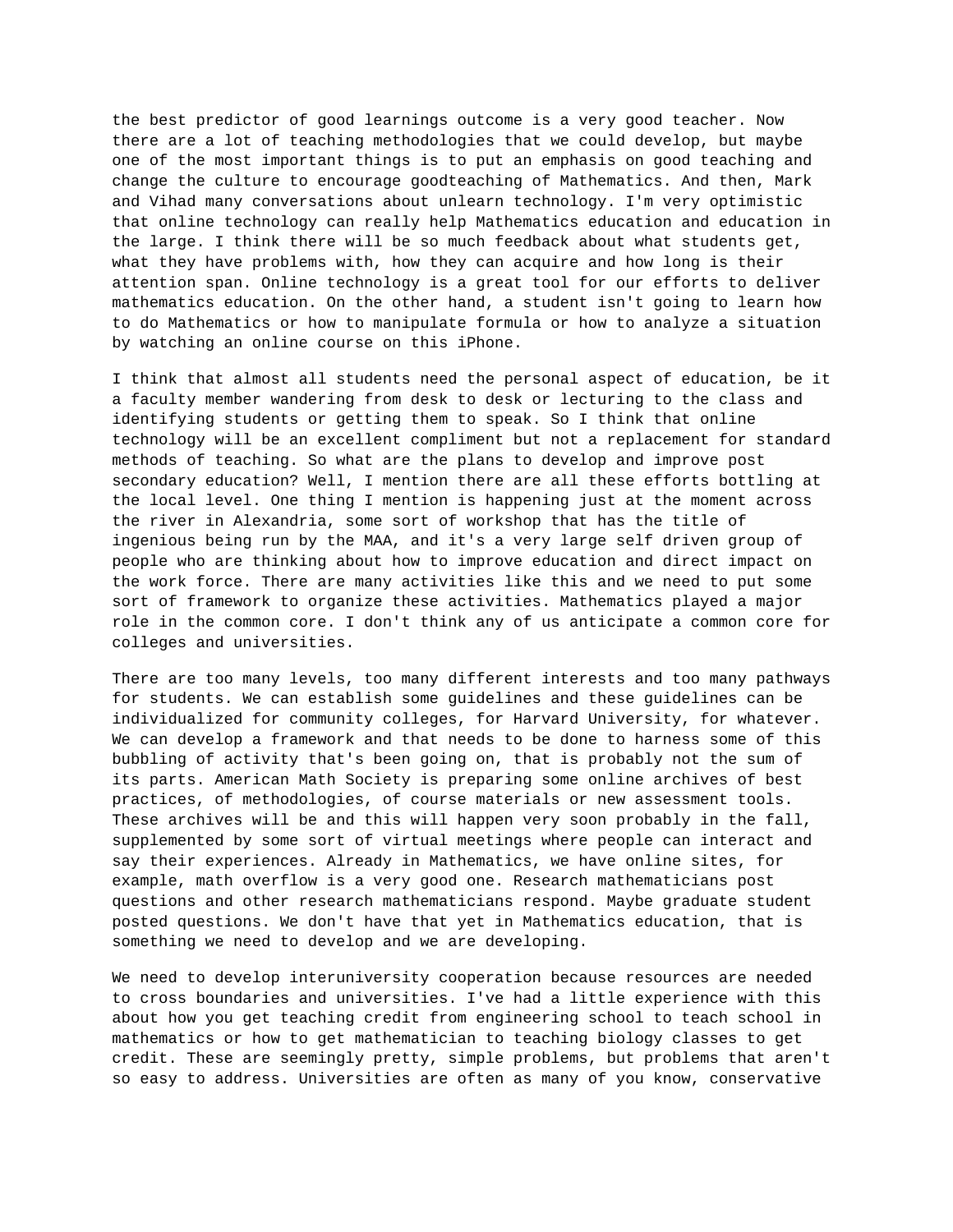the best predictor of good learnings outcome is a very good teacher. Now there are a lot of teaching methodologies that we could develop, but maybe one of the most important things is to put an emphasis on good teaching and change the culture to encourage goodteaching of Mathematics. And then, Mark and Vihad many conversations about unlearn technology. I'm very optimistic that online technology can really help Mathematics education and education in the large. I think there will be so much feedback about what students get, what they have problems with, how they can acquire and how long is their attention span. Online technology is a great tool for our efforts to deliver mathematics education. On the other hand, a student isn't going to learn how to do Mathematics or how to manipulate formula or how to analyze a situation by watching an online course on this iPhone.

I think that almost all students need the personal aspect of education, be it a faculty member wandering from desk to desk or lecturing to the class and identifying students or getting them to speak. So I think that online technology will be an excellent compliment but not a replacement for standard methods of teaching. So what are the plans to develop and improve post secondary education? Well, I mention there are all these efforts bottling at the local level. One thing I mention is happening just at the moment across the river in Alexandria, some sort of workshop that has the title of ingenious being run by the MAA, and it's a very large self driven group of people who are thinking about how to improve education and direct impact on the work force. There are many activities like this and we need to put some sort of framework to organize these activities. Mathematics played a major role in the common core. I don't think any of us anticipate a common core for colleges and universities.

There are too many levels, too many different interests and too many pathways for students. We can establish some guidelines and these guidelines can be individualized for community colleges, for Harvard University, for whatever. We can develop a framework and that needs to be done to harness some of this bubbling of activity that's been going on, that is probably not the sum of its parts. American Math Society is preparing some online archives of best practices, of methodologies, of course materials or new assessment tools. These archives will be and this will happen very soon probably in the fall, supplemented by some sort of virtual meetings where people can interact and say their experiences. Already in Mathematics, we have online sites, for example, math overflow is a very good one. Research mathematicians post questions and other research mathematicians respond. Maybe graduate student posted questions. We don't have that yet in Mathematics education, that is something we need to develop and we are developing.

We need to develop interuniversity cooperation because resources are needed to cross boundaries and universities. I've had a little experience with this about how you get teaching credit from engineering school to teach school in mathematics or how to get mathematician to teaching biology classes to get credit. These are seemingly pretty, simple problems, but problems that aren't so easy to address. Universities are often as many of you know, conservative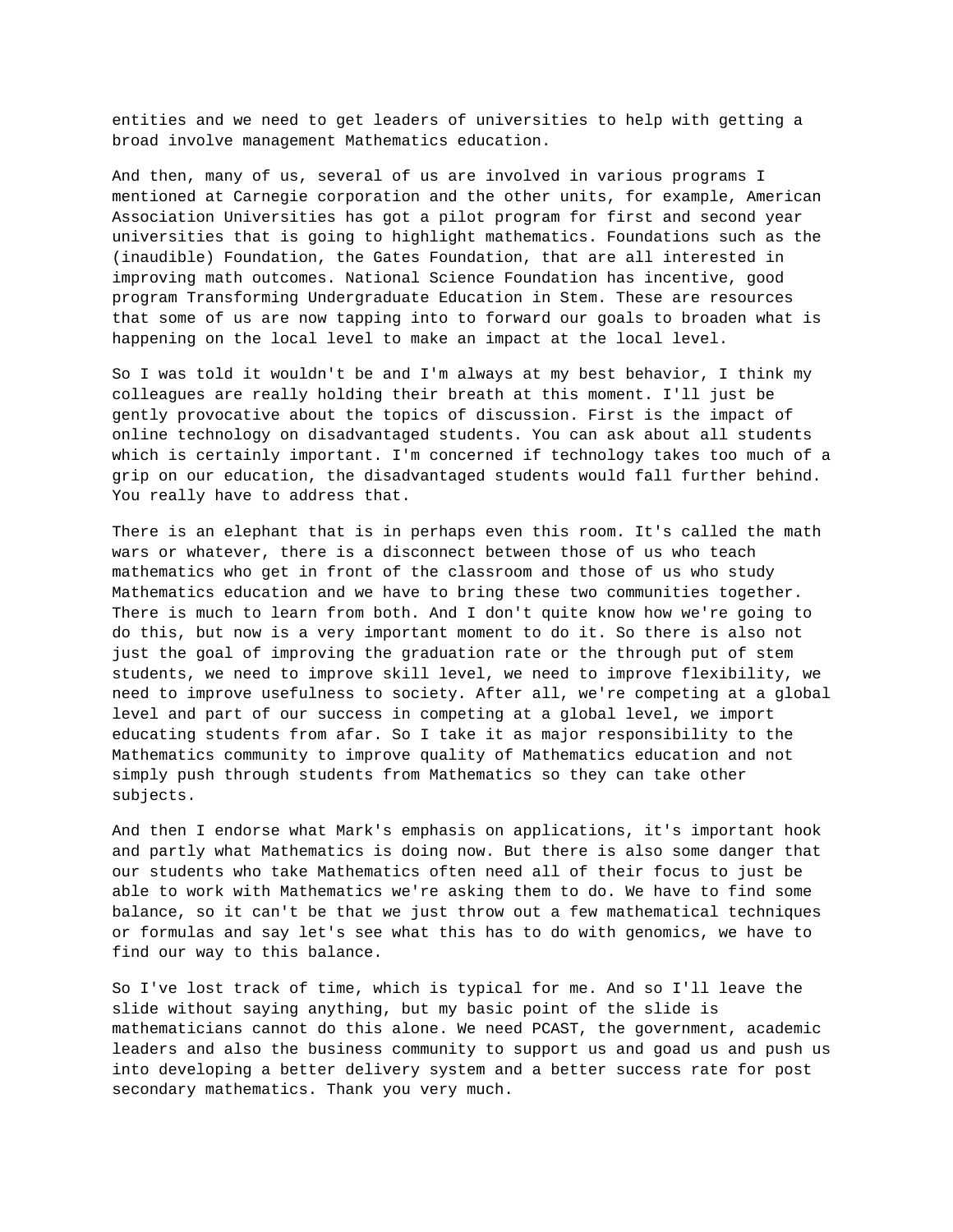entities and we need to get leaders of universities to help with getting a broad involve management Mathematics education.

And then, many of us, several of us are involved in various programs I mentioned at Carnegie corporation and the other units, for example, American Association Universities has got a pilot program for first and second year universities that is going to highlight mathematics. Foundations such as the (inaudible) Foundation, the Gates Foundation, that are all interested in improving math outcomes. National Science Foundation has incentive, good program Transforming Undergraduate Education in Stem. These are resources that some of us are now tapping into to forward our goals to broaden what is happening on the local level to make an impact at the local level.

So I was told it wouldn't be and I'm always at my best behavior, I think my colleagues are really holding their breath at this moment. I'll just be gently provocative about the topics of discussion. First is the impact of online technology on disadvantaged students. You can ask about all students which is certainly important. I'm concerned if technology takes too much of a grip on our education, the disadvantaged students would fall further behind. You really have to address that.

There is an elephant that is in perhaps even this room. It's called the math wars or whatever, there is a disconnect between those of us who teach mathematics who get in front of the classroom and those of us who study Mathematics education and we have to bring these two communities together. There is much to learn from both. And I don't quite know how we're going to do this, but now is a very important moment to do it. So there is also not just the goal of improving the graduation rate or the through put of stem students, we need to improve skill level, we need to improve flexibility, we need to improve usefulness to society. After all, we're competing at a global level and part of our success in competing at a global level, we import educating students from afar. So I take it as major responsibility to the Mathematics community to improve quality of Mathematics education and not simply push through students from Mathematics so they can take other subjects.

And then I endorse what Mark's emphasis on applications, it's important hook and partly what Mathematics is doing now. But there is also some danger that our students who take Mathematics often need all of their focus to just be able to work with Mathematics we're asking them to do. We have to find some balance, so it can't be that we just throw out a few mathematical techniques or formulas and say let's see what this has to do with genomics, we have to find our way to this balance.

So I've lost track of time, which is typical for me. And so I'll leave the slide without saying anything, but my basic point of the slide is mathematicians cannot do this alone. We need PCAST, the government, academic leaders and also the business community to support us and goad us and push us into developing a better delivery system and a better success rate for post secondary mathematics. Thank you very much.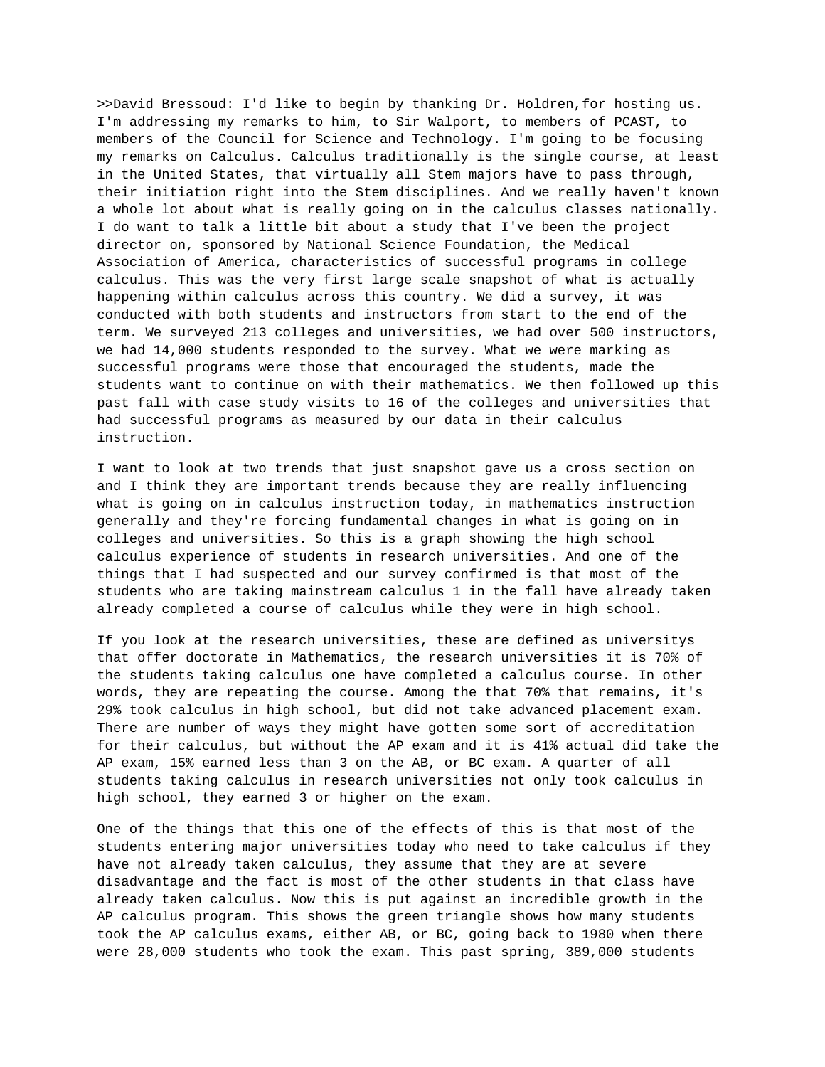>>David Bressoud: I'd like to begin by thanking Dr. Holdren,for hosting us. I'm addressing my remarks to him, to Sir Walport, to members of PCAST, to members of the Council for Science and Technology. I'm going to be focusing my remarks on Calculus. Calculus traditionally is the single course, at least in the United States, that virtually all Stem majors have to pass through, their initiation right into the Stem disciplines. And we really haven't known a whole lot about what is really going on in the calculus classes nationally. I do want to talk a little bit about a study that I've been the project director on, sponsored by National Science Foundation, the Medical Association of America, characteristics of successful programs in college calculus. This was the very first large scale snapshot of what is actually happening within calculus across this country. We did a survey, it was conducted with both students and instructors from start to the end of the term. We surveyed 213 colleges and universities, we had over 500 instructors, we had 14,000 students responded to the survey. What we were marking as successful programs were those that encouraged the students, made the students want to continue on with their mathematics. We then followed up this past fall with case study visits to 16 of the colleges and universities that had successful programs as measured by our data in their calculus instruction.

I want to look at two trends that just snapshot gave us a cross section on and I think they are important trends because they are really influencing what is going on in calculus instruction today, in mathematics instruction generally and they're forcing fundamental changes in what is going on in colleges and universities. So this is a graph showing the high school calculus experience of students in research universities. And one of the things that I had suspected and our survey confirmed is that most of the students who are taking mainstream calculus 1 in the fall have already taken already completed a course of calculus while they were in high school.

If you look at the research universities, these are defined as universitys that offer doctorate in Mathematics, the research universities it is 70% of the students taking calculus one have completed a calculus course. In other words, they are repeating the course. Among the that 70% that remains, it's 29% took calculus in high school, but did not take advanced placement exam. There are number of ways they might have gotten some sort of accreditation for their calculus, but without the AP exam and it is 41% actual did take the AP exam, 15% earned less than 3 on the AB, or BC exam. A quarter of all students taking calculus in research universities not only took calculus in high school, they earned 3 or higher on the exam.

One of the things that this one of the effects of this is that most of the students entering major universities today who need to take calculus if they have not already taken calculus, they assume that they are at severe disadvantage and the fact is most of the other students in that class have already taken calculus. Now this is put against an incredible growth in the AP calculus program. This shows the green triangle shows how many students took the AP calculus exams, either AB, or BC, going back to 1980 when there were 28,000 students who took the exam. This past spring, 389,000 students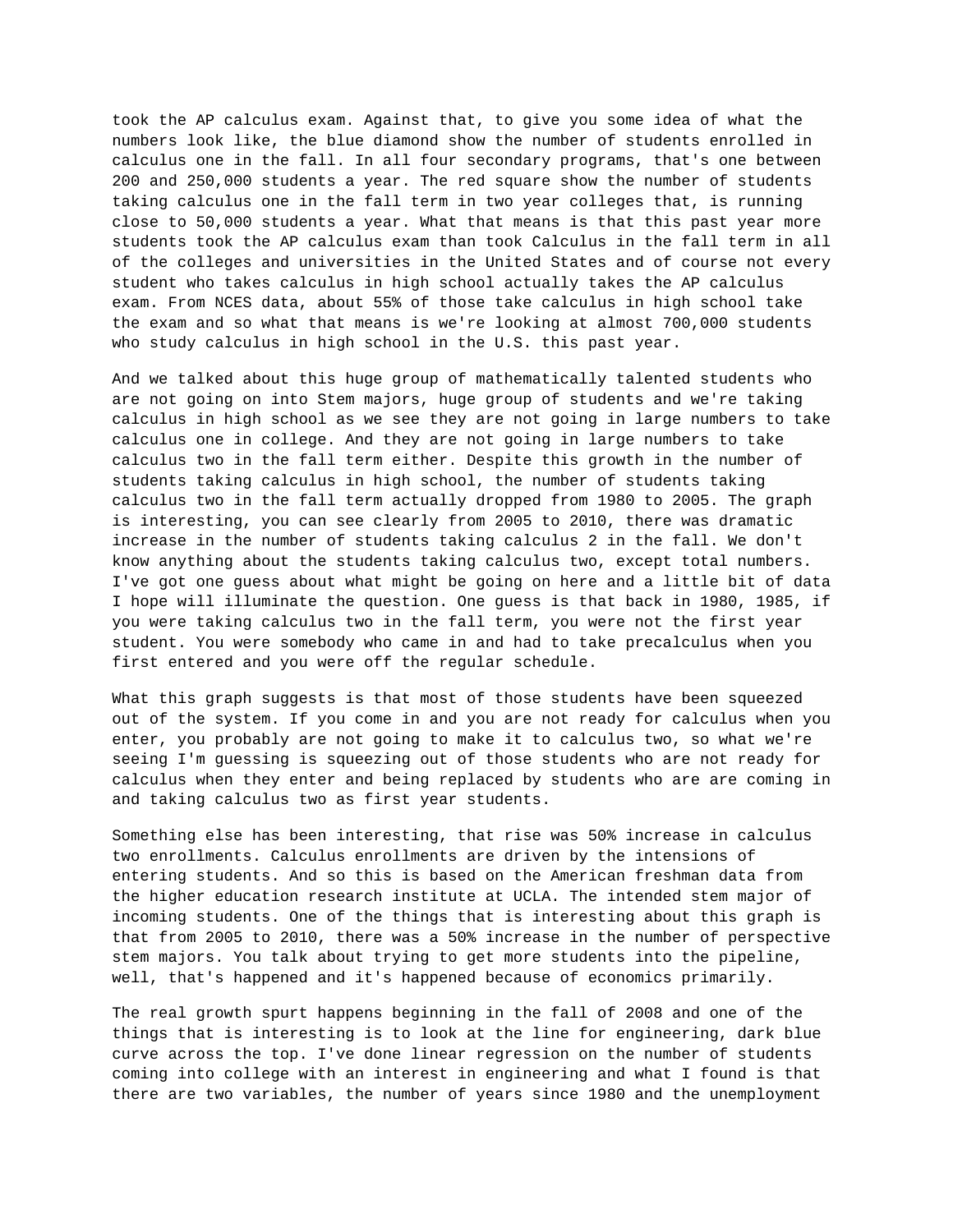took the AP calculus exam. Against that, to give you some idea of what the numbers look like, the blue diamond show the number of students enrolled in calculus one in the fall. In all four secondary programs, that's one between 200 and 250,000 students a year. The red square show the number of students taking calculus one in the fall term in two year colleges that, is running close to 50,000 students a year. What that means is that this past year more students took the AP calculus exam than took Calculus in the fall term in all of the colleges and universities in the United States and of course not every student who takes calculus in high school actually takes the AP calculus exam. From NCES data, about 55% of those take calculus in high school take the exam and so what that means is we're looking at almost 700,000 students who study calculus in high school in the U.S. this past year.

And we talked about this huge group of mathematically talented students who are not going on into Stem majors, huge group of students and we're taking calculus in high school as we see they are not going in large numbers to take calculus one in college. And they are not going in large numbers to take calculus two in the fall term either. Despite this growth in the number of students taking calculus in high school, the number of students taking calculus two in the fall term actually dropped from 1980 to 2005. The graph is interesting, you can see clearly from 2005 to 2010, there was dramatic increase in the number of students taking calculus 2 in the fall. We don't know anything about the students taking calculus two, except total numbers. I've got one guess about what might be going on here and a little bit of data I hope will illuminate the question. One guess is that back in 1980, 1985, if you were taking calculus two in the fall term, you were not the first year student. You were somebody who came in and had to take precalculus when you first entered and you were off the regular schedule.

What this graph suggests is that most of those students have been squeezed out of the system. If you come in and you are not ready for calculus when you enter, you probably are not going to make it to calculus two, so what we're seeing I'm guessing is squeezing out of those students who are not ready for calculus when they enter and being replaced by students who are are coming in and taking calculus two as first year students.

Something else has been interesting, that rise was 50% increase in calculus two enrollments. Calculus enrollments are driven by the intensions of entering students. And so this is based on the American freshman data from the higher education research institute at UCLA. The intended stem major of incoming students. One of the things that is interesting about this graph is that from 2005 to 2010, there was a 50% increase in the number of perspective stem majors. You talk about trying to get more students into the pipeline, well, that's happened and it's happened because of economics primarily.

The real growth spurt happens beginning in the fall of 2008 and one of the things that is interesting is to look at the line for engineering, dark blue curve across the top. I've done linear regression on the number of students coming into college with an interest in engineering and what I found is that there are two variables, the number of years since 1980 and the unemployment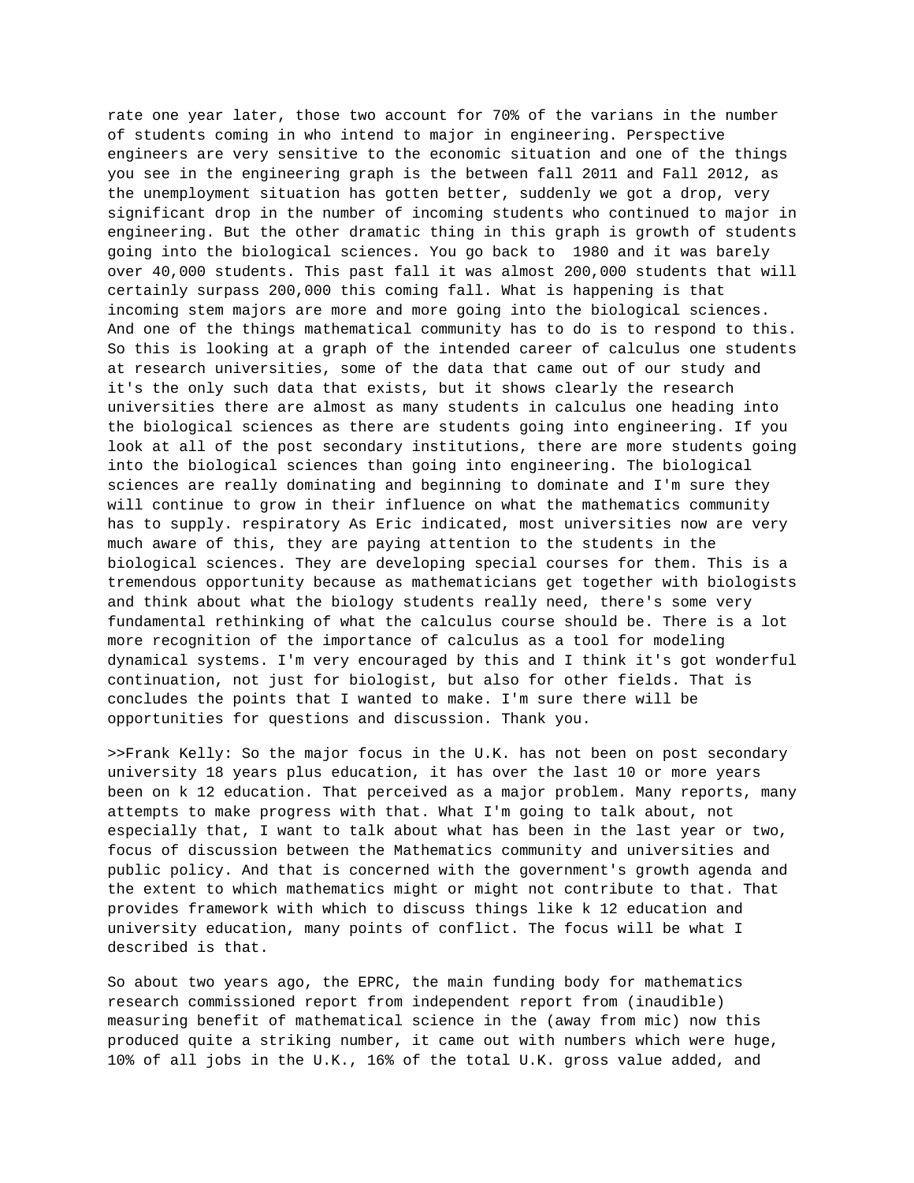rate one year later, those two account for 70% of the varians in the number of students coming in who intend to major in engineering. Perspective engineers are very sensitive to the economic situation and one of the things you see in the engineering graph is the between fall 2011 and Fall 2012, as the unemployment situation has gotten better, suddenly we got a drop, very significant drop in the number of incoming students who continued to major in engineering. But the other dramatic thing in this graph is growth of students going into the biological sciences. You go back to  1980 and it was barely over 40,000 students. This past fall it was almost 200,000 students that will certainly surpass 200,000 this coming fall. What is happening is that incoming stem majors are more and more going into the biological sciences. And one of the things mathematical community has to do is to respond to this. So this is looking at a graph of the intended career of calculus one students at research universities, some of the data that came out of our study and it's the only such data that exists, but it shows clearly the research universities there are almost as many students in calculus one heading into the biological sciences as there are students going into engineering. If you look at all of the post secondary institutions, there are more students going into the biological sciences than going into engineering. The biological sciences are really dominating and beginning to dominate and I'm sure they will continue to grow in their influence on what the mathematics community has to supply. respiratory As Eric indicated, most universities now are very much aware of this, they are paying attention to the students in the biological sciences. They are developing special courses for them. This is a tremendous opportunity because as mathematicians get together with biologists and think about what the biology students really need, there's some very fundamental rethinking of what the calculus course should be. There is a lot more recognition of the importance of calculus as a tool for modeling dynamical systems. I'm very encouraged by this and I think it's got wonderful continuation, not just for biologist, but also for other fields. That is concludes the points that I wanted to make. I'm sure there will be opportunities for questions and discussion. Thank you.

>>Frank Kelly: So the major focus in the U.K. has not been on post secondary university 18 years plus education, it has over the last 10 or more years been on k 12 education. That perceived as a major problem. Many reports, many attempts to make progress with that. What I'm going to talk about, not especially that, I want to talk about what has been in the last year or two, focus of discussion between the Mathematics community and universities and public policy. And that is concerned with the government's growth agenda and the extent to which mathematics might or might not contribute to that. That provides framework with which to discuss things like k 12 education and university education, many points of conflict. The focus will be what I described is that.

So about two years ago, the EPRC, the main funding body for mathematics research commissioned report from independent report from (inaudible) measuring benefit of mathematical science in the (away from mic) now this produced quite a striking number, it came out with numbers which were huge, 10% of all jobs in the U.K., 16% of the total U.K. gross value added, and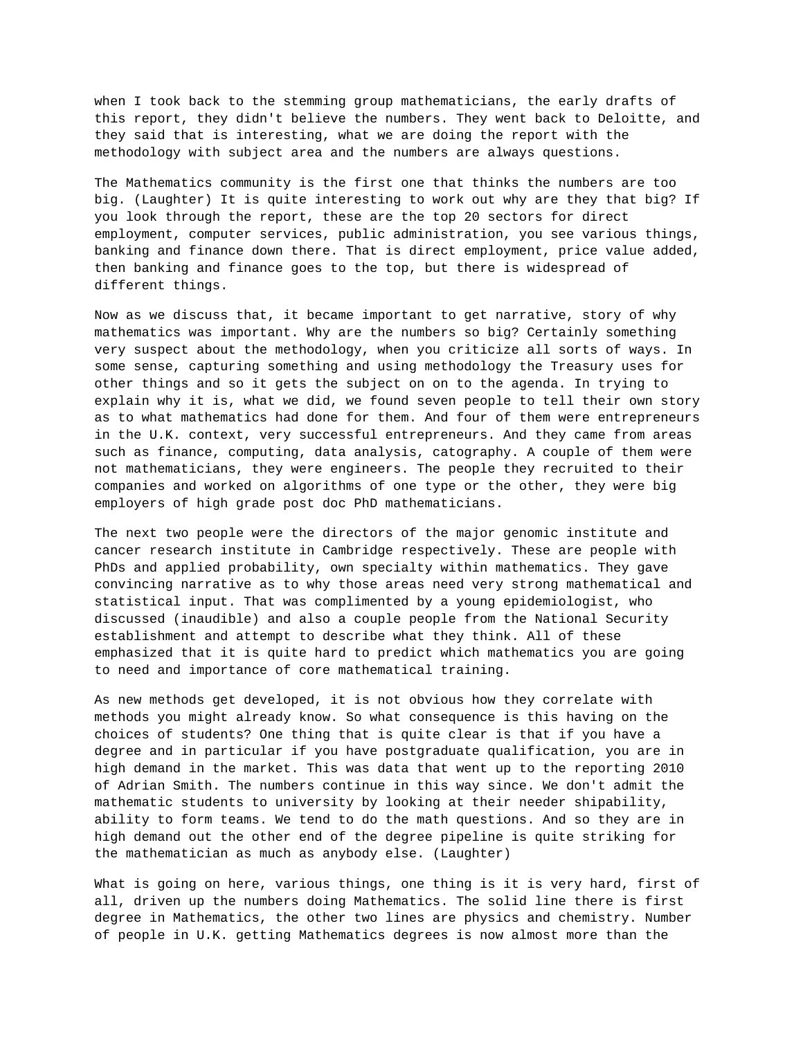when I took back to the stemming group mathematicians, the early drafts of this report, they didn't believe the numbers. They went back to Deloitte, and they said that is interesting, what we are doing the report with the methodology with subject area and the numbers are always questions.

The Mathematics community is the first one that thinks the numbers are too big. (Laughter) It is quite interesting to work out why are they that big? If you look through the report, these are the top 20 sectors for direct employment, computer services, public administration, you see various things, banking and finance down there. That is direct employment, price value added, then banking and finance goes to the top, but there is widespread of different things.

Now as we discuss that, it became important to get narrative, story of why mathematics was important. Why are the numbers so big? Certainly something very suspect about the methodology, when you criticize all sorts of ways. In some sense, capturing something and using methodology the Treasury uses for other things and so it gets the subject on on to the agenda. In trying to explain why it is, what we did, we found seven people to tell their own story as to what mathematics had done for them. And four of them were entrepreneurs in the U.K. context, very successful entrepreneurs. And they came from areas such as finance, computing, data analysis, catography. A couple of them were not mathematicians, they were engineers. The people they recruited to their companies and worked on algorithms of one type or the other, they were big employers of high grade post doc PhD mathematicians.

The next two people were the directors of the major genomic institute and cancer research institute in Cambridge respectively. These are people with PhDs and applied probability, own specialty within mathematics. They gave convincing narrative as to why those areas need very strong mathematical and statistical input. That was complimented by a young epidemiologist, who discussed (inaudible) and also a couple people from the National Security establishment and attempt to describe what they think. All of these emphasized that it is quite hard to predict which mathematics you are going to need and importance of core mathematical training.

As new methods get developed, it is not obvious how they correlate with methods you might already know. So what consequence is this having on the choices of students? One thing that is quite clear is that if you have a degree and in particular if you have postgraduate qualification, you are in high demand in the market. This was data that went up to the reporting 2010 of Adrian Smith. The numbers continue in this way since. We don't admit the mathematic students to university by looking at their needer shipability, ability to form teams. We tend to do the math questions. And so they are in high demand out the other end of the degree pipeline is quite striking for the mathematician as much as anybody else. (Laughter)

What is going on here, various things, one thing is it is very hard, first of all, driven up the numbers doing Mathematics. The solid line there is first degree in Mathematics, the other two lines are physics and chemistry. Number of people in U.K. getting Mathematics degrees is now almost more than the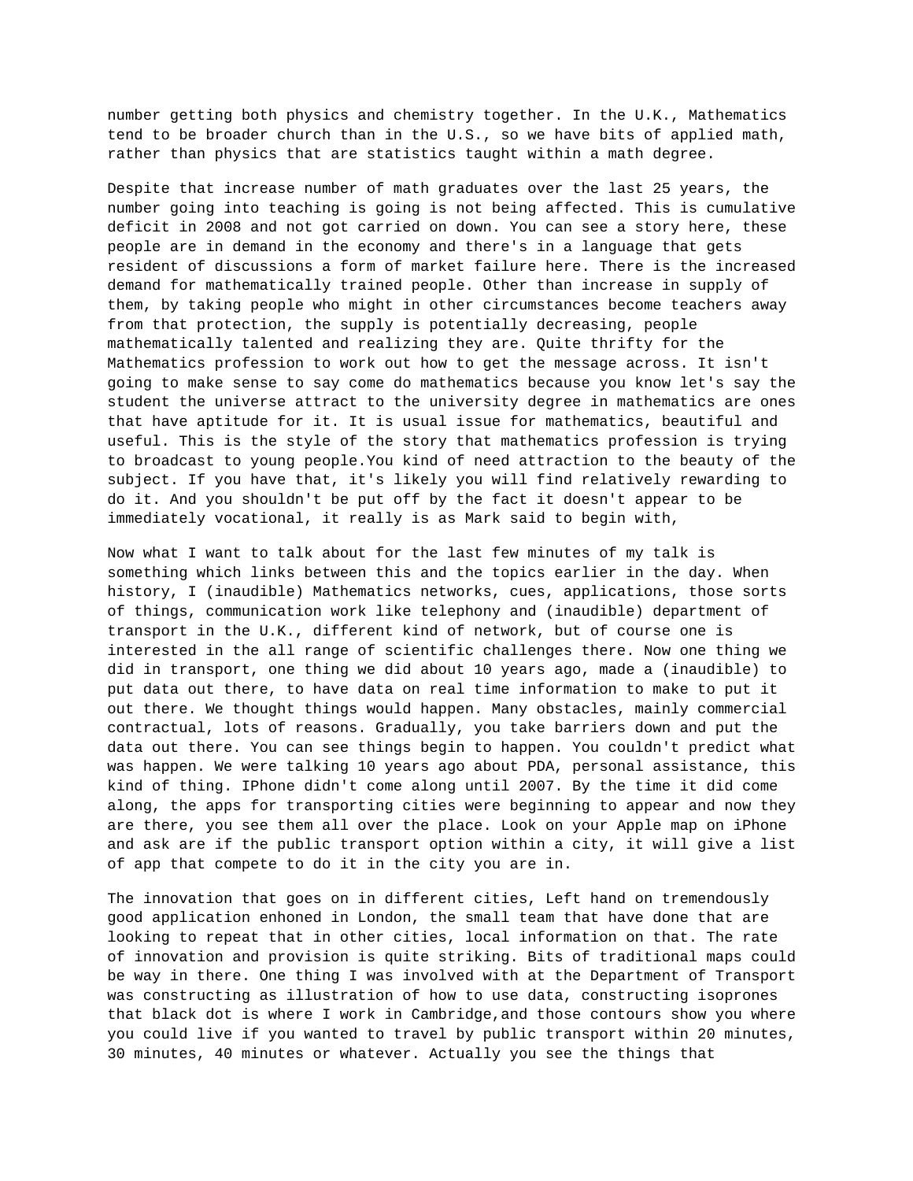number getting both physics and chemistry together. In the U.K., Mathematics tend to be broader church than in the U.S., so we have bits of applied math, rather than physics that are statistics taught within a math degree.

Despite that increase number of math graduates over the last 25 years, the number going into teaching is going is not being affected. This is cumulative deficit in 2008 and not got carried on down. You can see a story here, these people are in demand in the economy and there's in a language that gets resident of discussions a form of market failure here. There is the increased demand for mathematically trained people. Other than increase in supply of them, by taking people who might in other circumstances become teachers away from that protection, the supply is potentially decreasing, people mathematically talented and realizing they are. Quite thrifty for the Mathematics profession to work out how to get the message across. It isn't going to make sense to say come do mathematics because you know let's say the student the universe attract to the university degree in mathematics are ones that have aptitude for it. It is usual issue for mathematics, beautiful and useful. This is the style of the story that mathematics profession is trying to broadcast to young people.You kind of need attraction to the beauty of the subject. If you have that, it's likely you will find relatively rewarding to do it. And you shouldn't be put off by the fact it doesn't appear to be immediately vocational, it really is as Mark said to begin with,

Now what I want to talk about for the last few minutes of my talk is something which links between this and the topics earlier in the day. When history, I (inaudible) Mathematics networks, cues, applications, those sorts of things, communication work like telephony and (inaudible) department of transport in the U.K., different kind of network, but of course one is interested in the all range of scientific challenges there. Now one thing we did in transport, one thing we did about 10 years ago, made a (inaudible) to put data out there, to have data on real time information to make to put it out there. We thought things would happen. Many obstacles, mainly commercial contractual, lots of reasons. Gradually, you take barriers down and put the data out there. You can see things begin to happen. You couldn't predict what was happen. We were talking 10 years ago about PDA, personal assistance, this kind of thing. IPhone didn't come along until 2007. By the time it did come along, the apps for transporting cities were beginning to appear and now they are there, you see them all over the place. Look on your Apple map on iPhone and ask are if the public transport option within a city, it will give a list of app that compete to do it in the city you are in.

The innovation that goes on in different cities, Left hand on tremendously good application enhoned in London, the small team that have done that are looking to repeat that in other cities, local information on that. The rate of innovation and provision is quite striking. Bits of traditional maps could be way in there. One thing I was involved with at the Department of Transport was constructing as illustration of how to use data, constructing isoprones that black dot is where I work in Cambridge,and those contours show you where you could live if you wanted to travel by public transport within 20 minutes, 30 minutes, 40 minutes or whatever. Actually you see the things that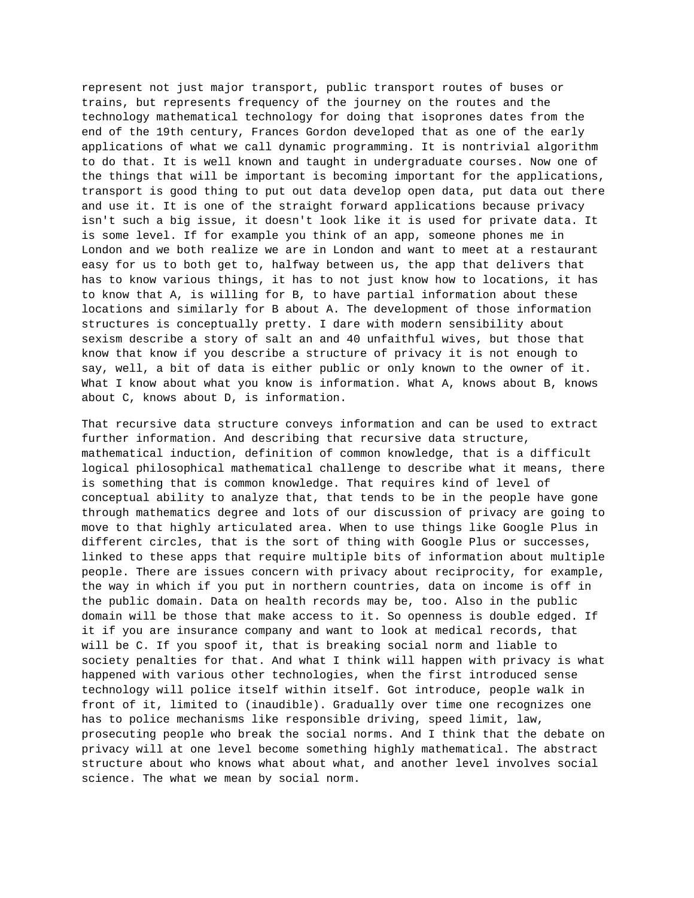represent not just major transport, public transport routes of buses or trains, but represents frequency of the journey on the routes and the technology mathematical technology for doing that isoprones dates from the end of the 19th century, Frances Gordon developed that as one of the early applications of what we call dynamic programming. It is nontrivial algorithm to do that. It is well known and taught in undergraduate courses. Now one of the things that will be important is becoming important for the applications, transport is good thing to put out data develop open data, put data out there and use it. It is one of the straight forward applications because privacy isn't such a big issue, it doesn't look like it is used for private data. It is some level. If for example you think of an app, someone phones me in London and we both realize we are in London and want to meet at a restaurant easy for us to both get to, halfway between us, the app that delivers that has to know various things, it has to not just know how to locations, it has to know that A, is willing for B, to have partial information about these locations and similarly for B about A. The development of those information structures is conceptually pretty. I dare with modern sensibility about sexism describe a story of salt an and 40 unfaithful wives, but those that know that know if you describe a structure of privacy it is not enough to say, well, a bit of data is either public or only known to the owner of it. What I know about what you know is information. What A, knows about B, knows about C, knows about D, is information.

That recursive data structure conveys information and can be used to extract further information. And describing that recursive data structure, mathematical induction, definition of common knowledge, that is a difficult logical philosophical mathematical challenge to describe what it means, there is something that is common knowledge. That requires kind of level of conceptual ability to analyze that, that tends to be in the people have gone through mathematics degree and lots of our discussion of privacy are going to move to that highly articulated area. When to use things like Google Plus in different circles, that is the sort of thing with Google Plus or successes, linked to these apps that require multiple bits of information about multiple people. There are issues concern with privacy about reciprocity, for example, the way in which if you put in northern countries, data on income is off in the public domain. Data on health records may be, too. Also in the public domain will be those that make access to it. So openness is double edged. If it if you are insurance company and want to look at medical records, that will be C. If you spoof it, that is breaking social norm and liable to society penalties for that. And what I think will happen with privacy is what happened with various other technologies, when the first introduced sense technology will police itself within itself. Got introduce, people walk in front of it, limited to (inaudible). Gradually over time one recognizes one has to police mechanisms like responsible driving, speed limit, law, prosecuting people who break the social norms. And I think that the debate on privacy will at one level become something highly mathematical. The abstract structure about who knows what about what, and another level involves social science. The what we mean by social norm.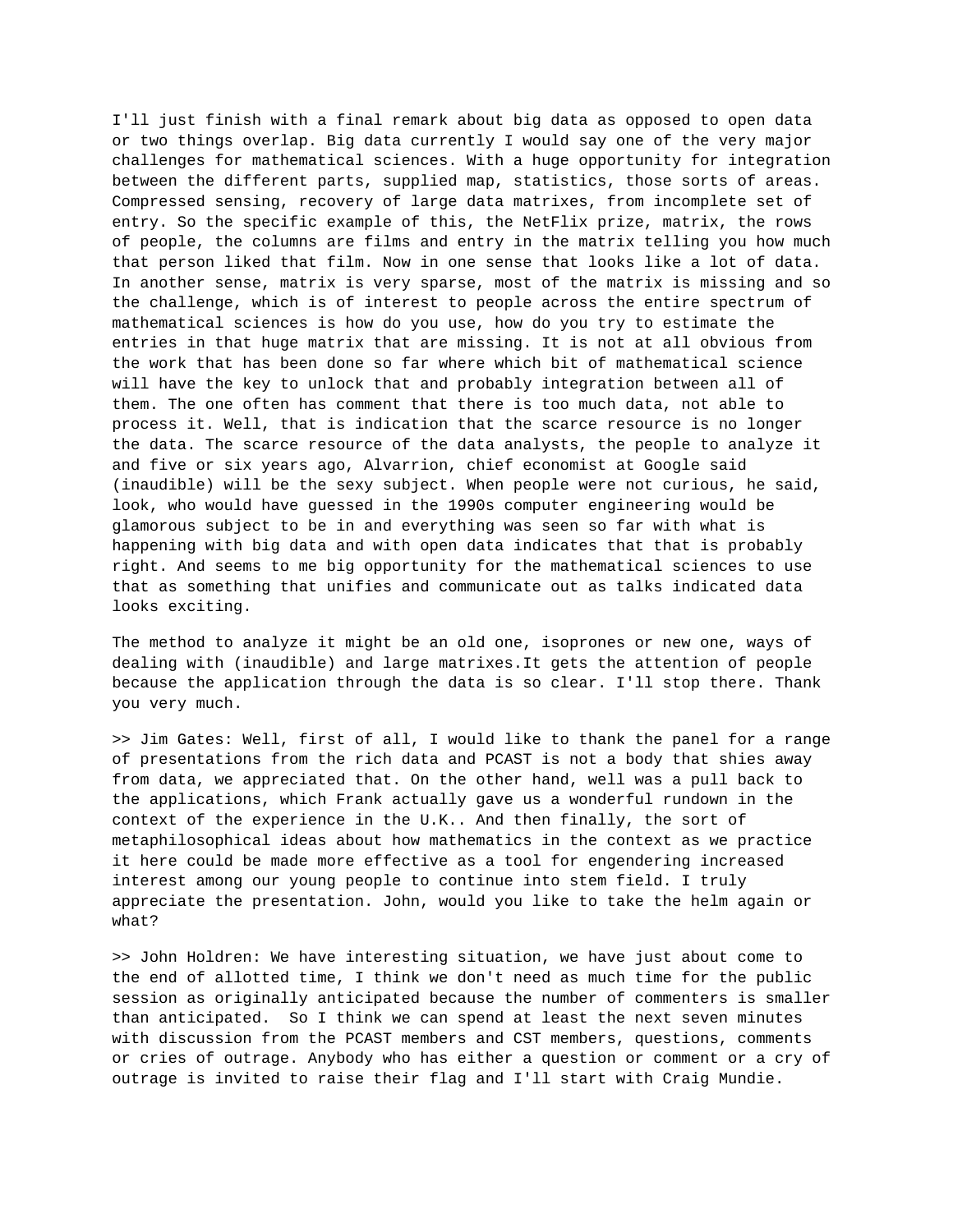I'll just finish with a final remark about big data as opposed to open data or two things overlap. Big data currently I would say one of the very major challenges for mathematical sciences. With a huge opportunity for integration between the different parts, supplied map, statistics, those sorts of areas. Compressed sensing, recovery of large data matrixes, from incomplete set of entry. So the specific example of this, the NetFlix prize, matrix, the rows of people, the columns are films and entry in the matrix telling you how much that person liked that film. Now in one sense that looks like a lot of data. In another sense, matrix is very sparse, most of the matrix is missing and so the challenge, which is of interest to people across the entire spectrum of mathematical sciences is how do you use, how do you try to estimate the entries in that huge matrix that are missing. It is not at all obvious from the work that has been done so far where which bit of mathematical science will have the key to unlock that and probably integration between all of them. The one often has comment that there is too much data, not able to process it. Well, that is indication that the scarce resource is no longer the data. The scarce resource of the data analysts, the people to analyze it and five or six years ago, Alvarrion, chief economist at Google said (inaudible) will be the sexy subject. When people were not curious, he said, look, who would have guessed in the 1990s computer engineering would be glamorous subject to be in and everything was seen so far with what is happening with big data and with open data indicates that that is probably right. And seems to me big opportunity for the mathematical sciences to use that as something that unifies and communicate out as talks indicated data looks exciting.

The method to analyze it might be an old one, isoprones or new one, ways of dealing with (inaudible) and large matrixes.It gets the attention of people because the application through the data is so clear. I'll stop there. Thank you very much.

>> Jim Gates: Well, first of all, I would like to thank the panel for a range of presentations from the rich data and PCAST is not a body that shies away from data, we appreciated that. On the other hand, well was a pull back to the applications, which Frank actually gave us a wonderful rundown in the context of the experience in the U.K.. And then finally, the sort of metaphilosophical ideas about how mathematics in the context as we practice it here could be made more effective as a tool for engendering increased interest among our young people to continue into stem field. I truly appreciate the presentation. John, would you like to take the helm again or what?

>> John Holdren: We have interesting situation, we have just about come to the end of allotted time, I think we don't need as much time for the public session as originally anticipated because the number of commenters is smaller than anticipated.  So I think we can spend at least the next seven minutes with discussion from the PCAST members and CST members, questions, comments or cries of outrage. Anybody who has either a question or comment or a cry of outrage is invited to raise their flag and I'll start with Craig Mundie.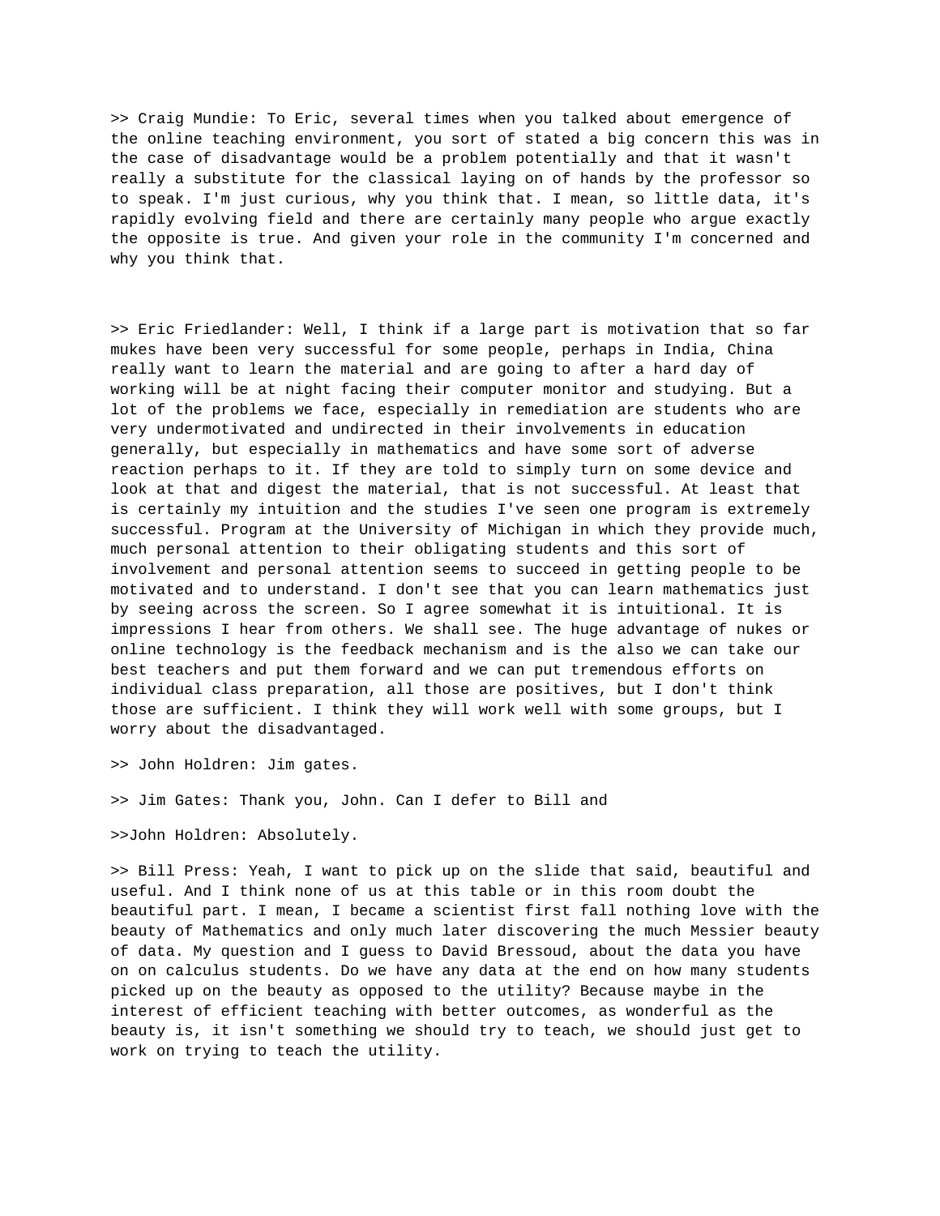>> Craig Mundie: To Eric, several times when you talked about emergence of the online teaching environment, you sort of stated a big concern this was in the case of disadvantage would be a problem potentially and that it wasn't really a substitute for the classical laying on of hands by the professor so to speak. I'm just curious, why you think that. I mean, so little data, it's rapidly evolving field and there are certainly many people who argue exactly the opposite is true. And given your role in the community I'm concerned and why you think that.

>> Eric Friedlander: Well, I think if a large part is motivation that so far mukes have been very successful for some people, perhaps in India, China really want to learn the material and are going to after a hard day of working will be at night facing their computer monitor and studying. But a lot of the problems we face, especially in remediation are students who are very undermotivated and undirected in their involvements in education generally, but especially in mathematics and have some sort of adverse reaction perhaps to it. If they are told to simply turn on some device and look at that and digest the material, that is not successful. At least that is certainly my intuition and the studies I've seen one program is extremely successful. Program at the University of Michigan in which they provide much, much personal attention to their obligating students and this sort of involvement and personal attention seems to succeed in getting people to be motivated and to understand. I don't see that you can learn mathematics just by seeing across the screen. So I agree somewhat it is intuitional. It is impressions I hear from others. We shall see. The huge advantage of nukes or online technology is the feedback mechanism and is the also we can take our best teachers and put them forward and we can put tremendous efforts on individual class preparation, all those are positives, but I don't think those are sufficient. I think they will work well with some groups, but I worry about the disadvantaged.

>> John Holdren: Jim gates.

>> Jim Gates: Thank you, John. Can I defer to Bill and

>>John Holdren: Absolutely.

>> Bill Press: Yeah, I want to pick up on the slide that said, beautiful and useful. And I think none of us at this table or in this room doubt the beautiful part. I mean, I became a scientist first fall nothing love with the beauty of Mathematics and only much later discovering the much Messier beauty of data. My question and I guess to David Bressoud, about the data you have on on calculus students. Do we have any data at the end on how many students picked up on the beauty as opposed to the utility? Because maybe in the interest of efficient teaching with better outcomes, as wonderful as the beauty is, it isn't something we should try to teach, we should just get to work on trying to teach the utility.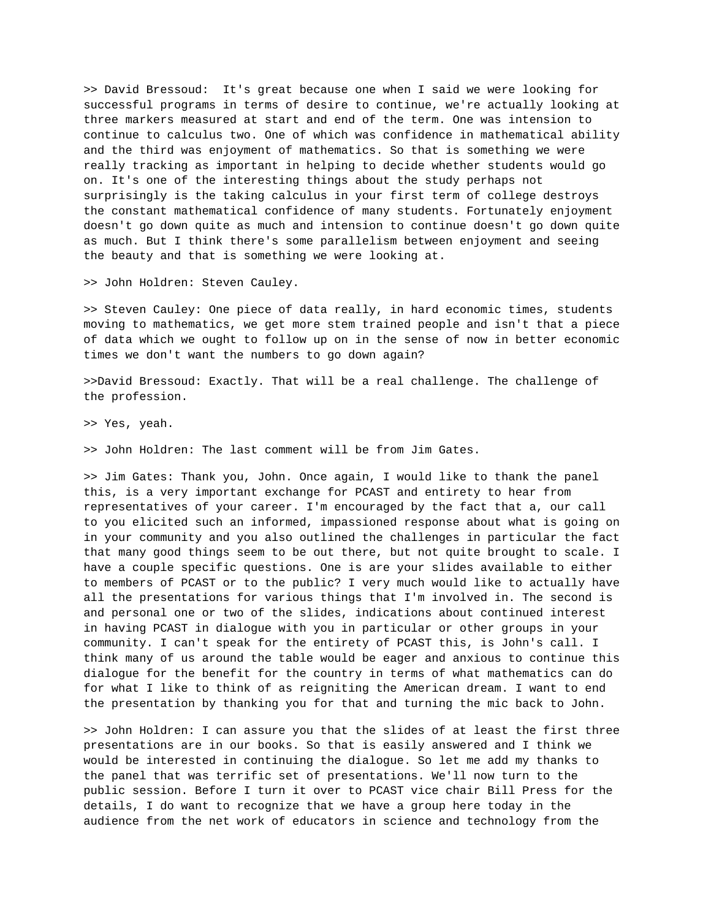>> David Bressoud: It's great because one when I said we were looking for successful programs in terms of desire to continue, we're actually looking at three markers measured at start and end of the term. One was intension to continue to calculus two. One of which was confidence in mathematical ability and the third was enjoyment of mathematics. So that is something we were really tracking as important in helping to decide whether students would go on. It's one of the interesting things about the study perhaps not surprisingly is the taking calculus in your first term of college destroys the constant mathematical confidence of many students. Fortunately enjoyment doesn't go down quite as much and intension to continue doesn't go down quite as much. But I think there's some parallelism between enjoyment and seeing the beauty and that is something we were looking at.

>> John Holdren: Steven Cauley.

>> Steven Cauley: One piece of data really, in hard economic times, students moving to mathematics, we get more stem trained people and isn't that a piece of data which we ought to follow up on in the sense of now in better economic times we don't want the numbers to go down again?

>>David Bressoud: Exactly. That will be a real challenge. The challenge of the profession.

>> Yes, yeah.

>> John Holdren: The last comment will be from Jim Gates.

>> Jim Gates: Thank you, John. Once again, I would like to thank the panel this, is a very important exchange for PCAST and entirety to hear from representatives of your career. I'm encouraged by the fact that a, our call to you elicited such an informed, impassioned response about what is going on in your community and you also outlined the challenges in particular the fact that many good things seem to be out there, but not quite brought to scale. I have a couple specific questions. One is are your slides available to either to members of PCAST or to the public? I very much would like to actually have all the presentations for various things that I'm involved in. The second is and personal one or two of the slides, indications about continued interest in having PCAST in dialogue with you in particular or other groups in your community. I can't speak for the entirety of PCAST this, is John's call. I think many of us around the table would be eager and anxious to continue this dialogue for the benefit for the country in terms of what mathematics can do for what I like to think of as reigniting the American dream. I want to end the presentation by thanking you for that and turning the mic back to John.

>> John Holdren: I can assure you that the slides of at least the first three presentations are in our books. So that is easily answered and I think we would be interested in continuing the dialogue. So let me add my thanks to the panel that was terrific set of presentations. We'll now turn to the public session. Before I turn it over to PCAST vice chair Bill Press for the details, I do want to recognize that we have a group here today in the audience from the net work of educators in science and technology from the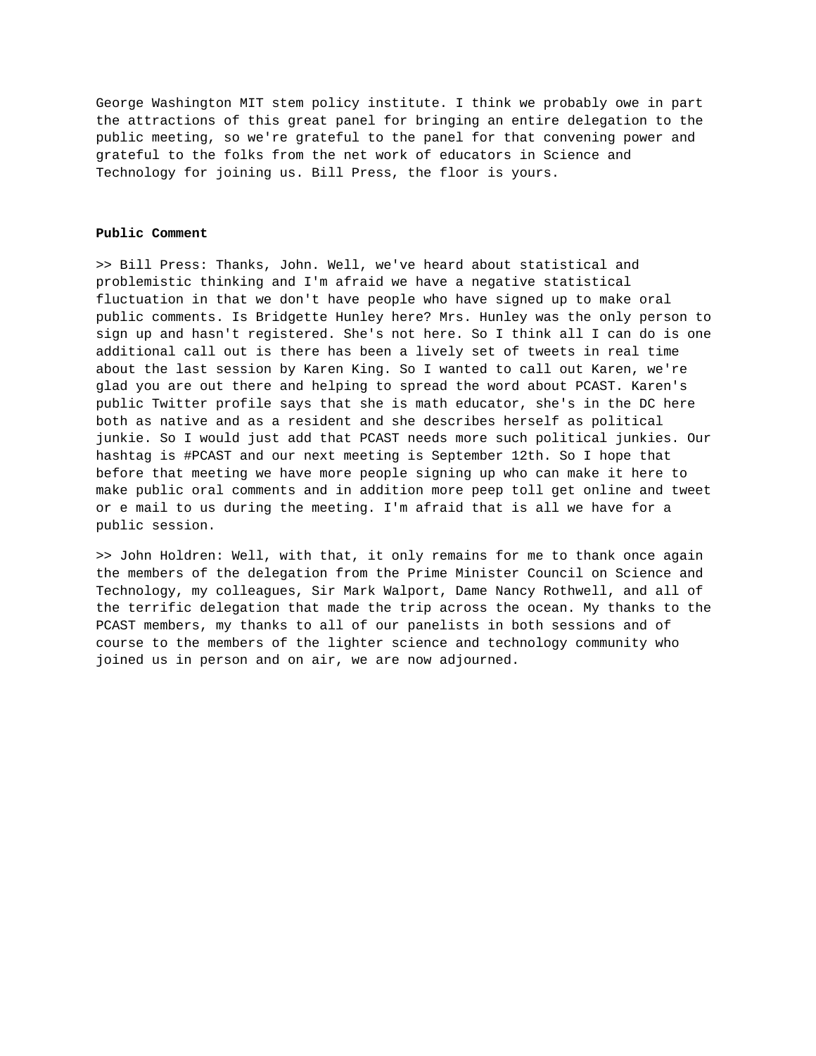George Washington MIT stem policy institute. I think we probably owe in part the attractions of this great panel for bringing an entire delegation to the public meeting, so we're grateful to the panel for that convening power and grateful to the folks from the net work of educators in Science and Technology for joining us. Bill Press, the floor is yours.

**Public Comment**

>> Bill Press: Thanks, John. Well, we've heard about statistical and problemistic thinking and I'm afraid we have a negative statistical fluctuation in that we don't have people who have signed up to make oral public comments. Is Bridgette Hunley here? Mrs. Hunley was the only person to sign up and hasn't registered. She's not here. So I think all I can do is one additional call out is there has been a lively set of tweets in real time about the last session by Karen King. So I wanted to call out Karen, we're glad you are out there and helping to spread the word about PCAST. Karen's public Twitter profile says that she is math educator, she's in the DC here both as native and as a resident and she describes herself as political junkie. So I would just add that PCAST needs more such political junkies. Our hashtag is #PCAST and our next meeting is September 12th. So I hope that before that meeting we have more people signing up who can make it here to make public oral comments and in addition more peep toll get online and tweet or e mail to us during the meeting. I'm afraid that is all we have for a public session.

>> John Holdren: Well, with that, it only remains for me to thank once again the members of the delegation from the Prime Minister Council on Science and Technology, my colleagues, Sir Mark Walport, Dame Nancy Rothwell, and all of the terrific delegation that made the trip across the ocean. My thanks to the PCAST members, my thanks to all of our panelists in both sessions and of course to the members of the lighter science and technology community who joined us in person and on air, we are now adjourned.